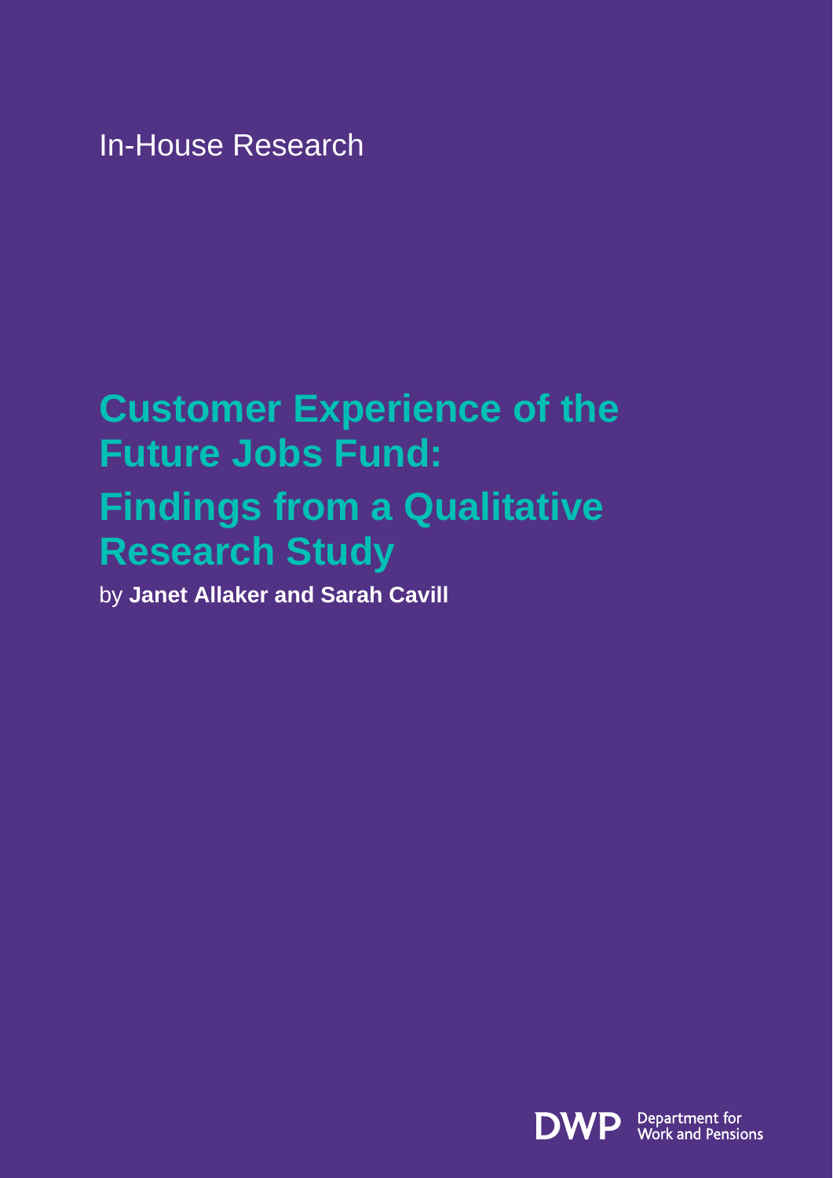In-House Research

# Customer Experience of the Future Jobs Fund: Findings from a Qualitative Research Study

by **Janet Allaker and Sarah Cavill**

DWP Department for Work and Pensions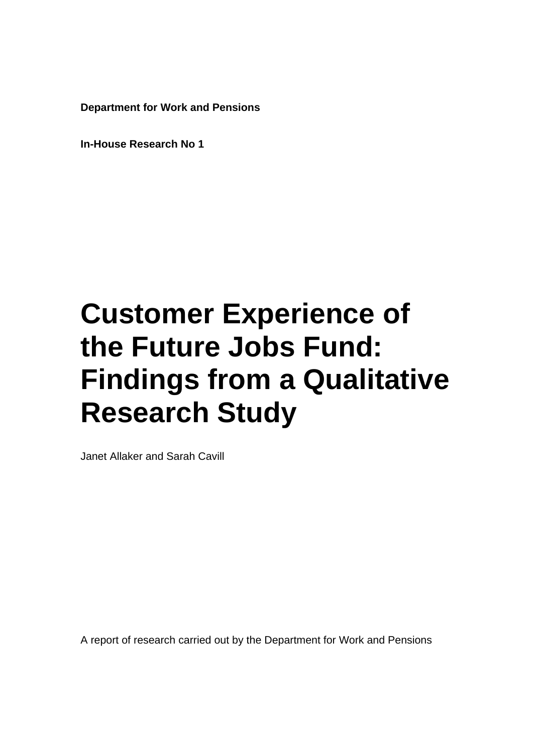**Department for Work and Pensions**

**In-House Research No 1**

# Customer Experience of the Future Jobs Fund: Findings from a Qualitative Research Study

Janet Allaker and Sarah Cavill

A report of research carried out by the Department for Work and Pensions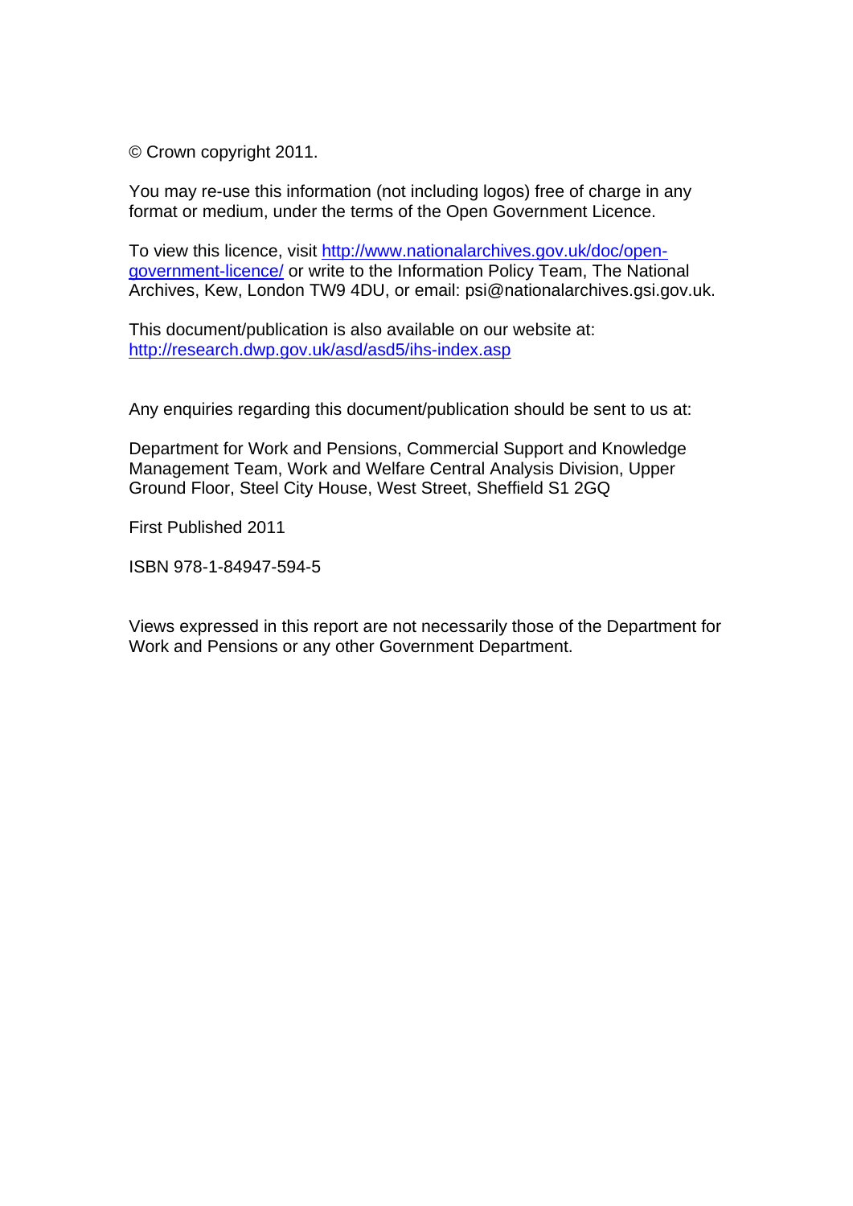© Crown copyright 2011.

You may re-use this information (not including logos) free of charge in any format or medium, under the terms of the Open Government Licence.

To view this licence, visit http://www.nationalarchives.gov.uk/doc/open-government-licence/ or write to the Information Policy Team, The National Archives, Kew, London TW9 4DU, or email: psi@nationalarchives.gsi.gov.uk.

This document/publication is also available on our website at: http://research.dwp.gov.uk/asd/asd5/ihs-index.asp

Any enquiries regarding this document/publication should be sent to us at:

Department for Work and Pensions, Commercial Support and Knowledge Management Team, Work and Welfare Central Analysis Division, Upper Ground Floor, Steel City House, West Street, Sheffield S1 2GQ

First Published 2011

ISBN 978-1-84947-594-5

Views expressed in this report are not necessarily those of the Department for Work and Pensions or any other Government Department.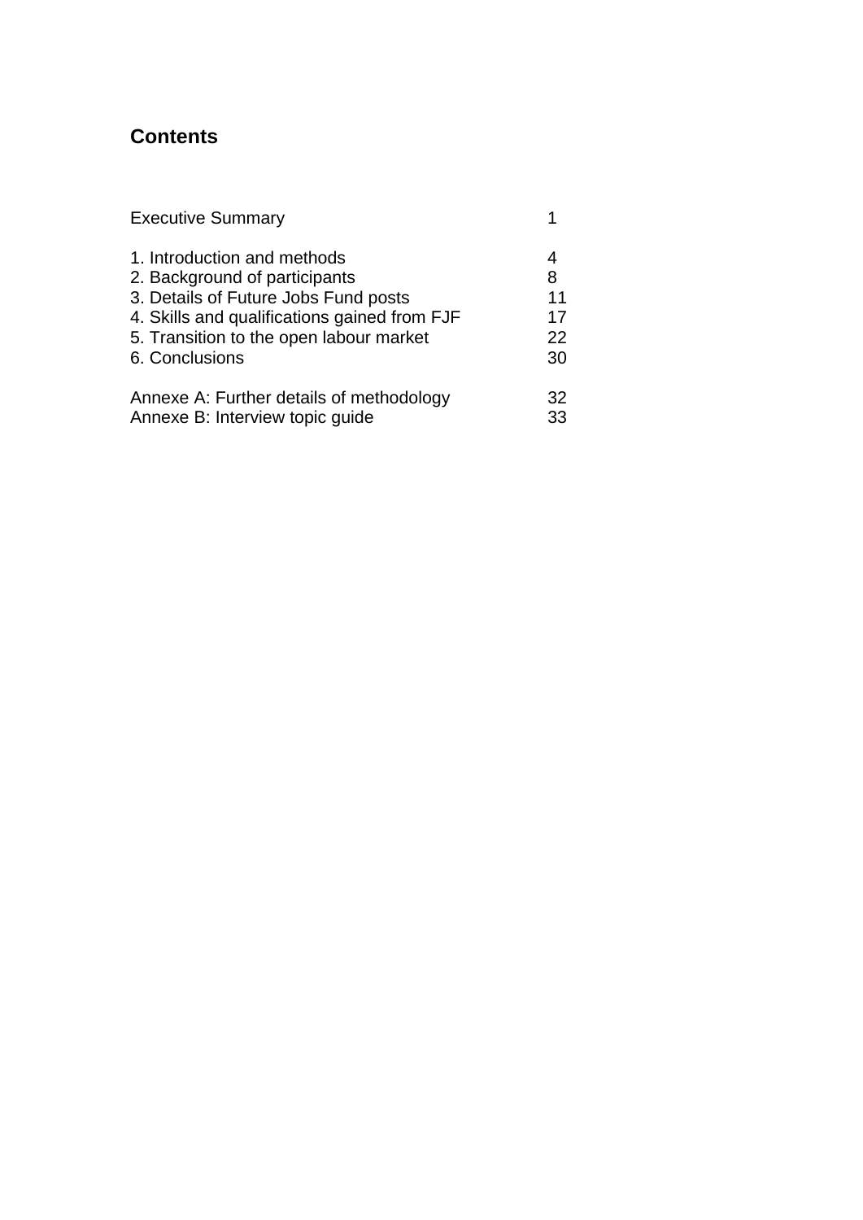# Contents

| | |
|---|---|
| Executive Summary | 1 |
| 1. Introduction and methods | 4 |
| 2. Background of participants | 8 |
| 3. Details of Future Jobs Fund posts | 11 |
| 4. Skills and qualifications gained from FJF | 17 |
| 5. Transition to the open labour market | 22 |
| 6. Conclusions | 30 |
| Annexe A: Further details of methodology | 32 |
| Annexe B: Interview topic guide | 33 |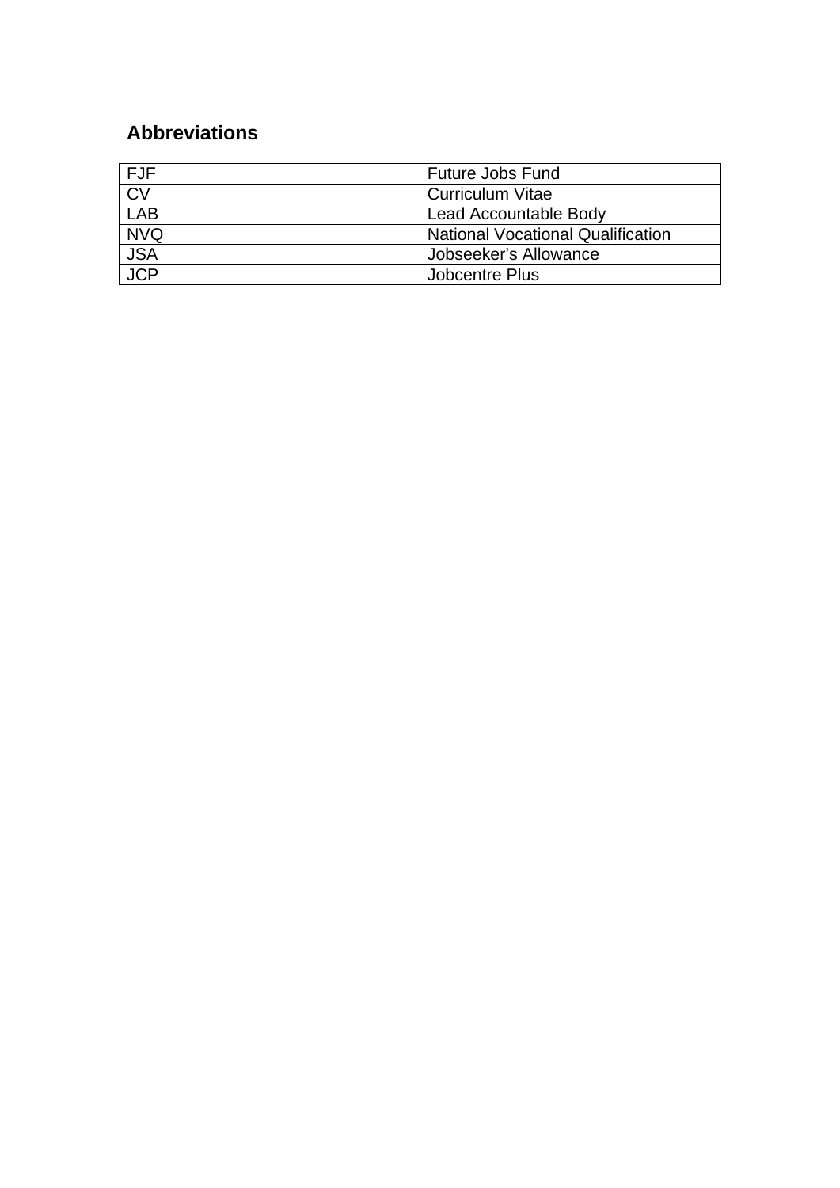## Abbreviations

| | |
|---|---|
| FJF | Future Jobs Fund |
| CV | Curriculum Vitae |
| LAB | Lead Accountable Body |
| NVQ | National Vocational Qualification |
| JSA | Jobseeker's Allowance |
| JCP | Jobcentre Plus |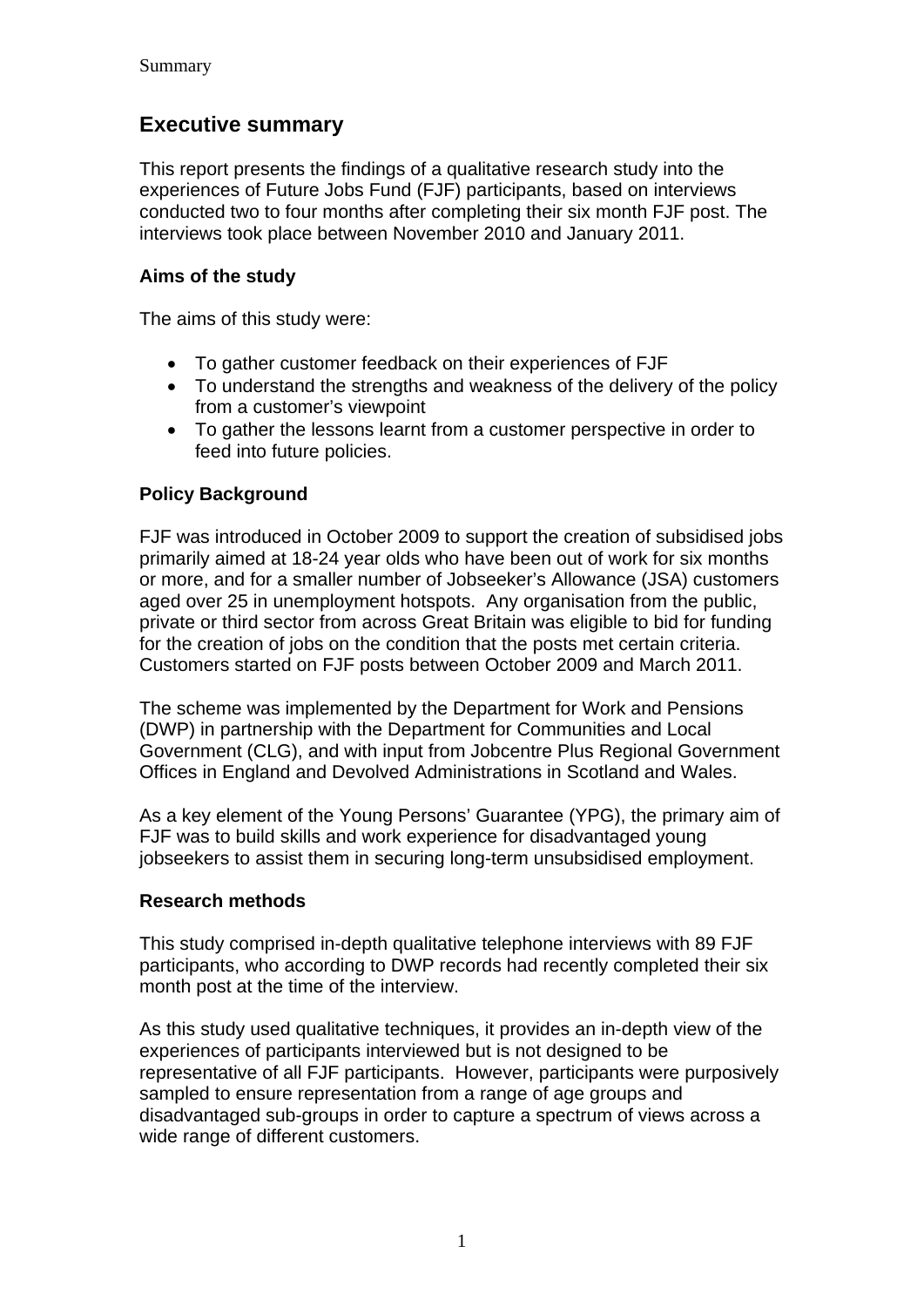## Executive summary

This report presents the findings of a qualitative research study into the experiences of Future Jobs Fund (FJF) participants, based on interviews conducted two to four months after completing their six month FJF post. The interviews took place between November 2010 and January 2011.

### Aims of the study

The aims of this study were:

- To gather customer feedback on their experiences of FJF
- To understand the strengths and weakness of the delivery of the policy from a customer's viewpoint
- To gather the lessons learnt from a customer perspective in order to feed into future policies.

### Policy Background

FJF was introduced in October 2009 to support the creation of subsidised jobs primarily aimed at 18-24 year olds who have been out of work for six months or more, and for a smaller number of Jobseeker's Allowance (JSA) customers aged over 25 in unemployment hotspots. Any organisation from the public, private or third sector from across Great Britain was eligible to bid for funding for the creation of jobs on the condition that the posts met certain criteria. Customers started on FJF posts between October 2009 and March 2011.

The scheme was implemented by the Department for Work and Pensions (DWP) in partnership with the Department for Communities and Local Government (CLG), and with input from Jobcentre Plus Regional Government Offices in England and Devolved Administrations in Scotland and Wales.

As a key element of the Young Persons' Guarantee (YPG), the primary aim of FJF was to build skills and work experience for disadvantaged young jobseekers to assist them in securing long-term unsubsidised employment.

### Research methods

This study comprised in-depth qualitative telephone interviews with 89 FJF participants, who according to DWP records had recently completed their six month post at the time of the interview.

As this study used qualitative techniques, it provides an in-depth view of the experiences of participants interviewed but is not designed to be representative of all FJF participants. However, participants were purposively sampled to ensure representation from a range of age groups and disadvantaged sub-groups in order to capture a spectrum of views across a wide range of different customers.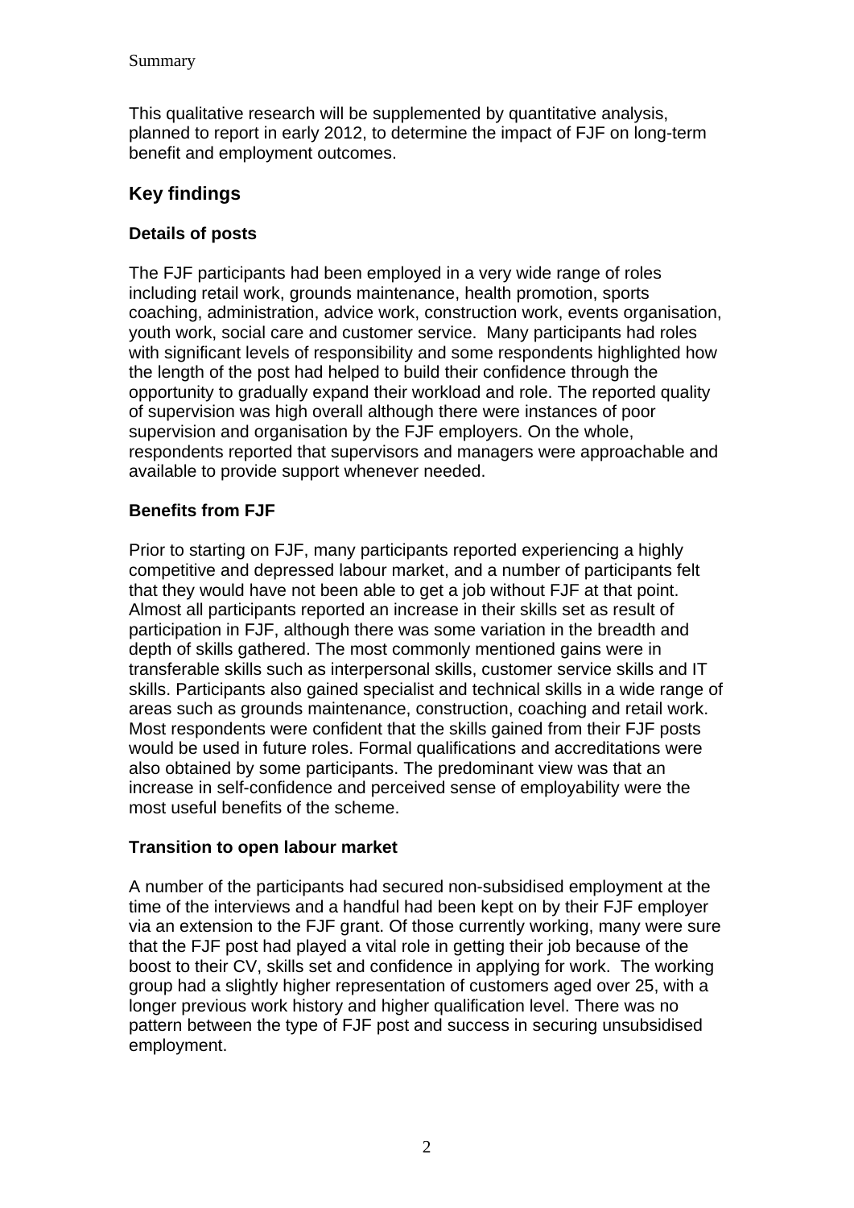This qualitative research will be supplemented by quantitative analysis, planned to report in early 2012, to determine the impact of FJF on long-term benefit and employment outcomes.

## Key findings

### Details of posts

The FJF participants had been employed in a very wide range of roles including retail work, grounds maintenance, health promotion, sports coaching, administration, advice work, construction work, events organisation, youth work, social care and customer service. Many participants had roles with significant levels of responsibility and some respondents highlighted how the length of the post had helped to build their confidence through the opportunity to gradually expand their workload and role. The reported quality of supervision was high overall although there were instances of poor supervision and organisation by the FJF employers. On the whole, respondents reported that supervisors and managers were approachable and available to provide support whenever needed.

### Benefits from FJF

Prior to starting on FJF, many participants reported experiencing a highly competitive and depressed labour market, and a number of participants felt that they would have not been able to get a job without FJF at that point. Almost all participants reported an increase in their skills set as result of participation in FJF, although there was some variation in the breadth and depth of skills gathered. The most commonly mentioned gains were in transferable skills such as interpersonal skills, customer service skills and IT skills. Participants also gained specialist and technical skills in a wide range of areas such as grounds maintenance, construction, coaching and retail work. Most respondents were confident that the skills gained from their FJF posts would be used in future roles. Formal qualifications and accreditations were also obtained by some participants. The predominant view was that an increase in self-confidence and perceived sense of employability were the most useful benefits of the scheme.

### Transition to open labour market

A number of the participants had secured non-subsidised employment at the time of the interviews and a handful had been kept on by their FJF employer via an extension to the FJF grant. Of those currently working, many were sure that the FJF post had played a vital role in getting their job because of the boost to their CV, skills set and confidence in applying for work. The working group had a slightly higher representation of customers aged over 25, with a longer previous work history and higher qualification level. There was no pattern between the type of FJF post and success in securing unsubsidised employment.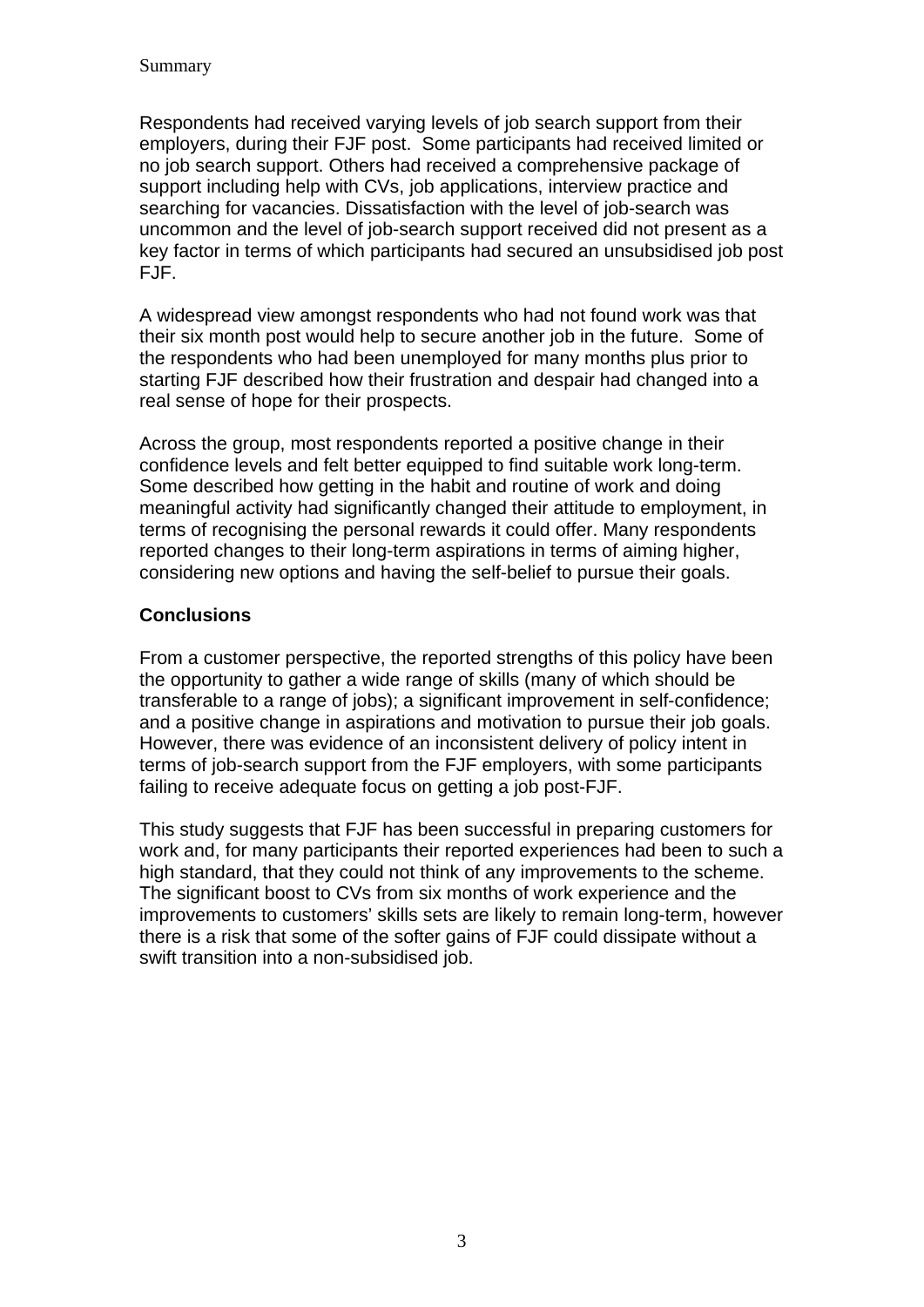Respondents had received varying levels of job search support from their employers, during their FJF post. Some participants had received limited or no job search support. Others had received a comprehensive package of support including help with CVs, job applications, interview practice and searching for vacancies. Dissatisfaction with the level of job-search was uncommon and the level of job-search support received did not present as a key factor in terms of which participants had secured an unsubsidised job post FJF.

A widespread view amongst respondents who had not found work was that their six month post would help to secure another job in the future. Some of the respondents who had been unemployed for many months plus prior to starting FJF described how their frustration and despair had changed into a real sense of hope for their prospects.

Across the group, most respondents reported a positive change in their confidence levels and felt better equipped to find suitable work long-term. Some described how getting in the habit and routine of work and doing meaningful activity had significantly changed their attitude to employment, in terms of recognising the personal rewards it could offer. Many respondents reported changes to their long-term aspirations in terms of aiming higher, considering new options and having the self-belief to pursue their goals.

**Conclusions**

From a customer perspective, the reported strengths of this policy have been the opportunity to gather a wide range of skills (many of which should be transferable to a range of jobs); a significant improvement in self-confidence; and a positive change in aspirations and motivation to pursue their job goals. However, there was evidence of an inconsistent delivery of policy intent in terms of job-search support from the FJF employers, with some participants failing to receive adequate focus on getting a job post-FJF.

This study suggests that FJF has been successful in preparing customers for work and, for many participants their reported experiences had been to such a high standard, that they could not think of any improvements to the scheme. The significant boost to CVs from six months of work experience and the improvements to customers' skills sets are likely to remain long-term, however there is a risk that some of the softer gains of FJF could dissipate without a swift transition into a non-subsidised job.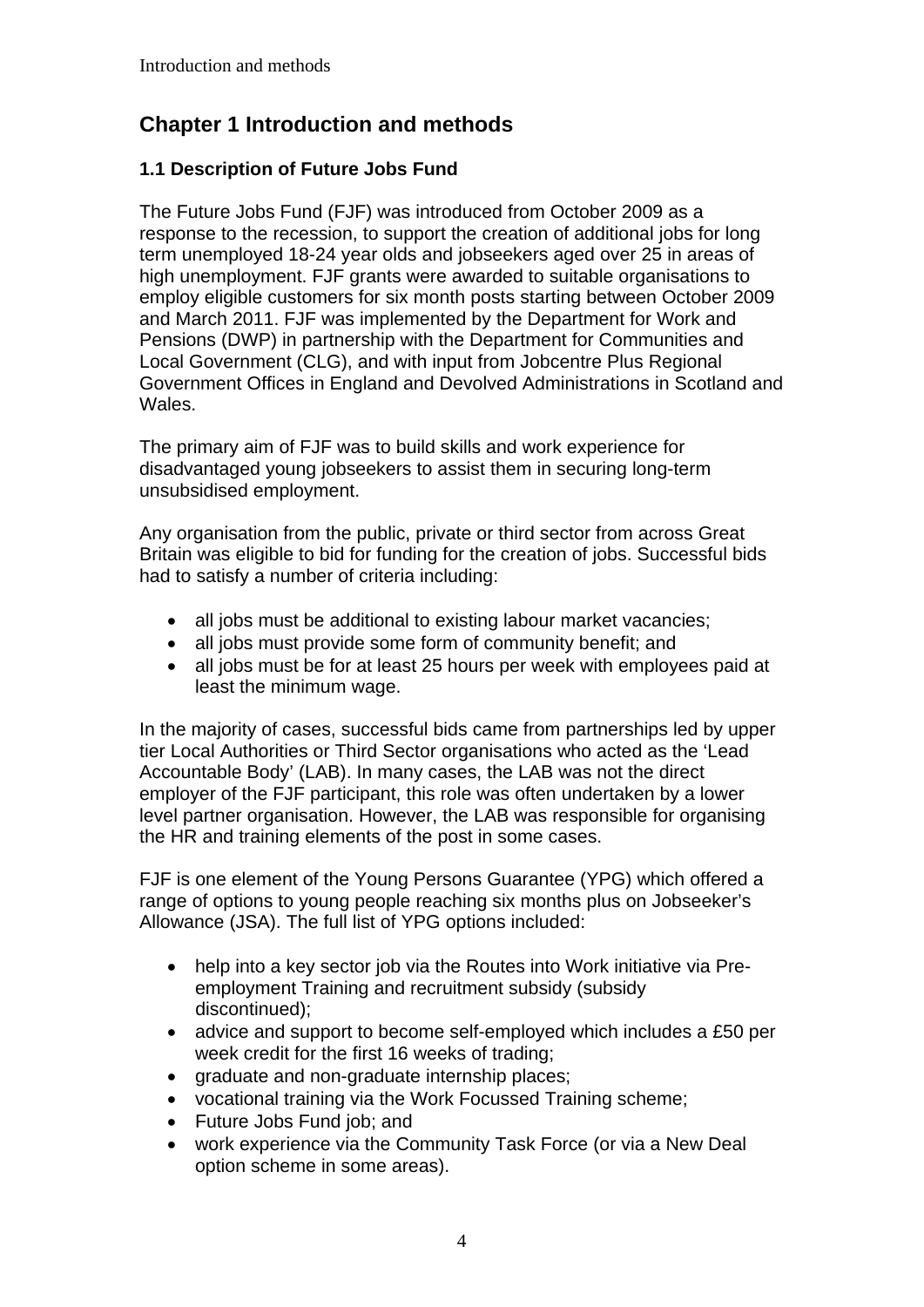# Chapter 1 Introduction and methods

## 1.1 Description of Future Jobs Fund

The Future Jobs Fund (FJF) was introduced from October 2009 as a response to the recession, to support the creation of additional jobs for long term unemployed 18-24 year olds and jobseekers aged over 25 in areas of high unemployment. FJF grants were awarded to suitable organisations to employ eligible customers for six month posts starting between October 2009 and March 2011. FJF was implemented by the Department for Work and Pensions (DWP) in partnership with the Department for Communities and Local Government (CLG), and with input from Jobcentre Plus Regional Government Offices in England and Devolved Administrations in Scotland and Wales.

The primary aim of FJF was to build skills and work experience for disadvantaged young jobseekers to assist them in securing long-term unsubsidised employment.

Any organisation from the public, private or third sector from across Great Britain was eligible to bid for funding for the creation of jobs. Successful bids had to satisfy a number of criteria including:

- all jobs must be additional to existing labour market vacancies;
- all jobs must provide some form of community benefit; and
- all jobs must be for at least 25 hours per week with employees paid at least the minimum wage.

In the majority of cases, successful bids came from partnerships led by upper tier Local Authorities or Third Sector organisations who acted as the 'Lead Accountable Body' (LAB). In many cases, the LAB was not the direct employer of the FJF participant, this role was often undertaken by a lower level partner organisation. However, the LAB was responsible for organising the HR and training elements of the post in some cases.

FJF is one element of the Young Persons Guarantee (YPG) which offered a range of options to young people reaching six months plus on Jobseeker's Allowance (JSA). The full list of YPG options included:

- help into a key sector job via the Routes into Work initiative via Pre-employment Training and recruitment subsidy (subsidy discontinued);
- advice and support to become self-employed which includes a £50 per week credit for the first 16 weeks of trading;
- graduate and non-graduate internship places;
- vocational training via the Work Focussed Training scheme;
- Future Jobs Fund job; and
- work experience via the Community Task Force (or via a New Deal option scheme in some areas).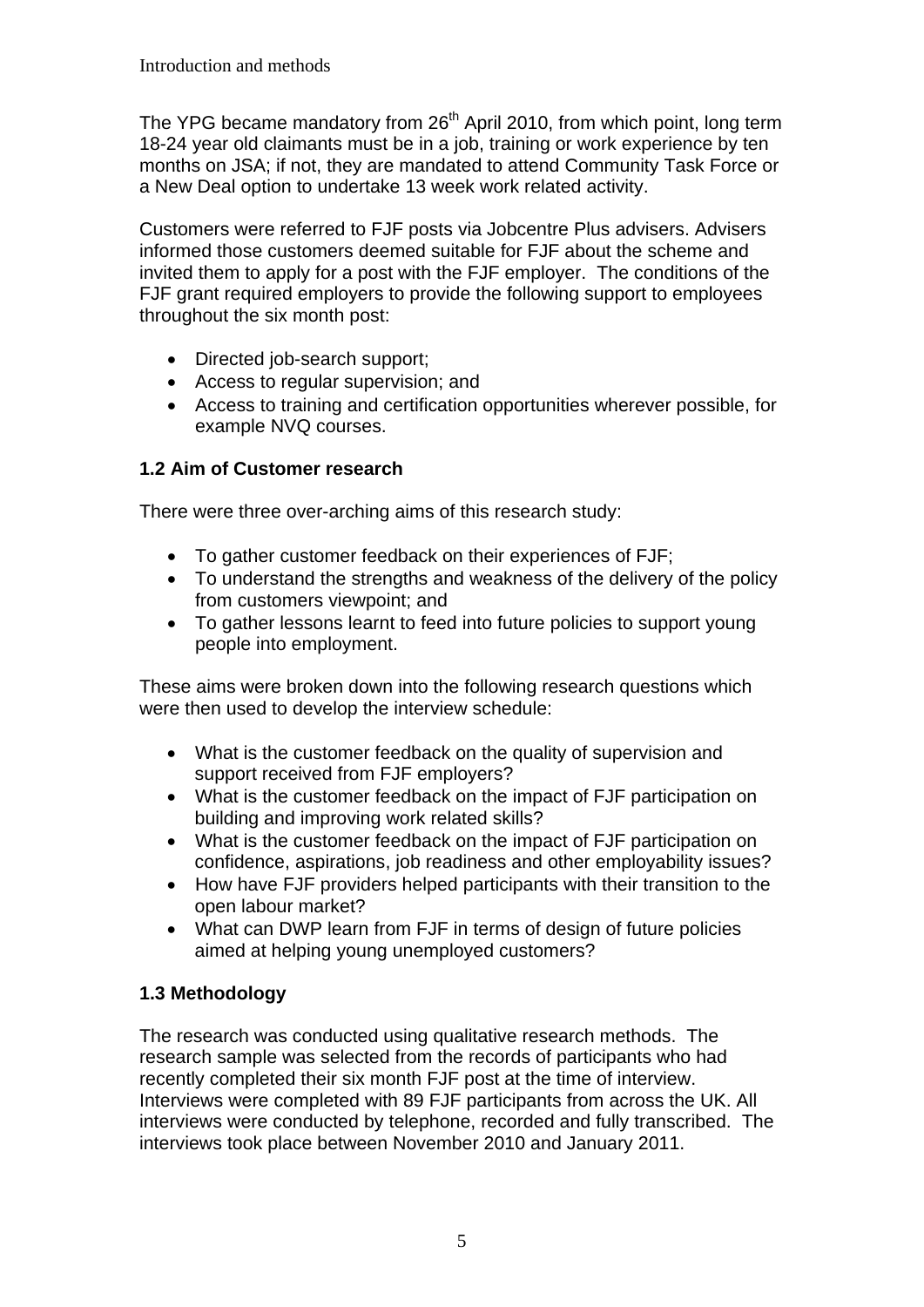The YPG became mandatory from 26th April 2010, from which point, long term 18-24 year old claimants must be in a job, training or work experience by ten months on JSA; if not, they are mandated to attend Community Task Force or a New Deal option to undertake 13 week work related activity.

Customers were referred to FJF posts via Jobcentre Plus advisers. Advisers informed those customers deemed suitable for FJF about the scheme and invited them to apply for a post with the FJF employer. The conditions of the FJF grant required employers to provide the following support to employees throughout the six month post:

- Directed job-search support;
- Access to regular supervision; and
- Access to training and certification opportunities wherever possible, for example NVQ courses.

### 1.2 Aim of Customer research

There were three over-arching aims of this research study:

- To gather customer feedback on their experiences of FJF;
- To understand the strengths and weakness of the delivery of the policy from customers viewpoint; and
- To gather lessons learnt to feed into future policies to support young people into employment.

These aims were broken down into the following research questions which were then used to develop the interview schedule:

- What is the customer feedback on the quality of supervision and support received from FJF employers?
- What is the customer feedback on the impact of FJF participation on building and improving work related skills?
- What is the customer feedback on the impact of FJF participation on confidence, aspirations, job readiness and other employability issues?
- How have FJF providers helped participants with their transition to the open labour market?
- What can DWP learn from FJF in terms of design of future policies aimed at helping young unemployed customers?

### 1.3 Methodology

The research was conducted using qualitative research methods. The research sample was selected from the records of participants who had recently completed their six month FJF post at the time of interview. Interviews were completed with 89 FJF participants from across the UK. All interviews were conducted by telephone, recorded and fully transcribed. The interviews took place between November 2010 and January 2011.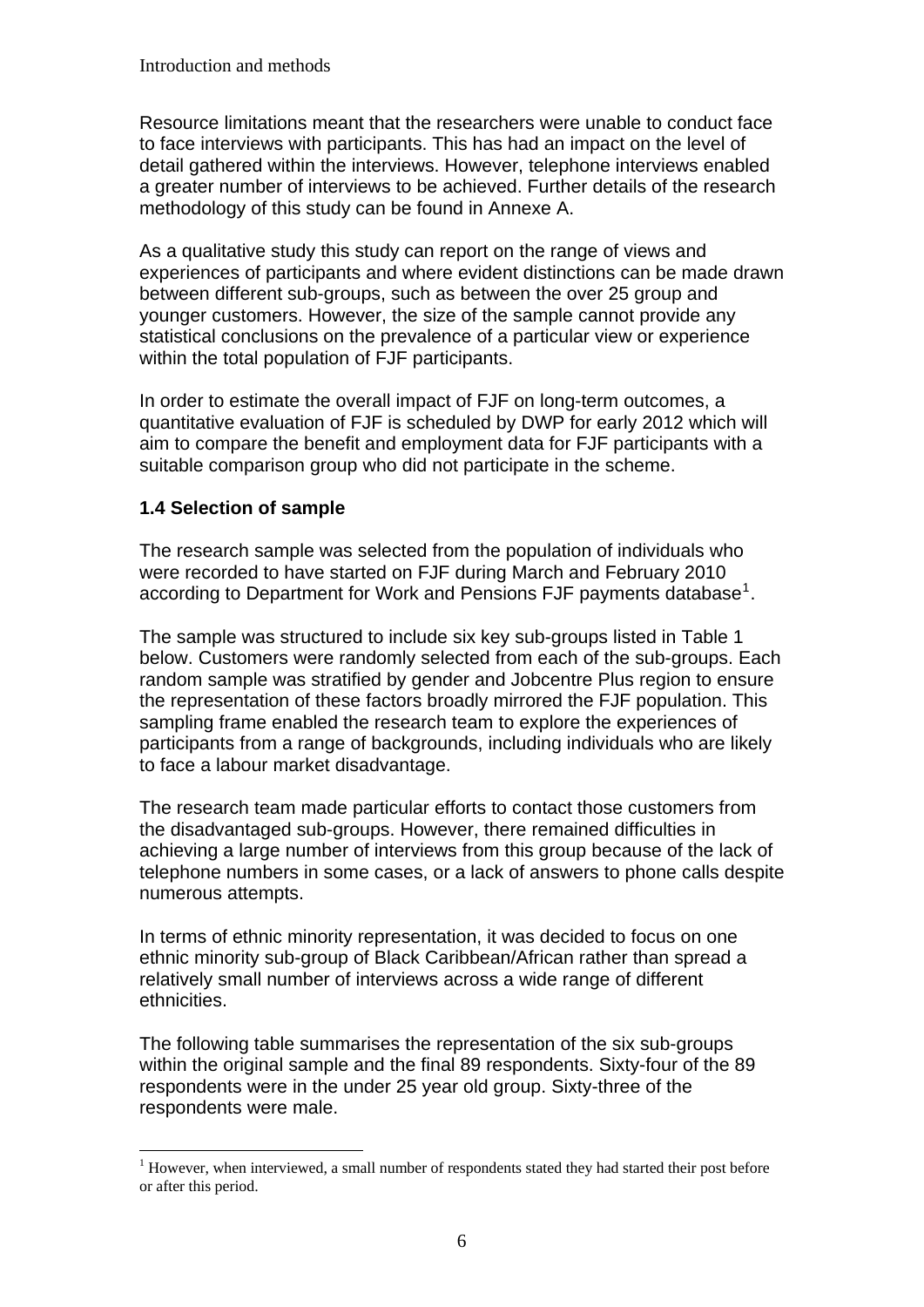Resource limitations meant that the researchers were unable to conduct face to face interviews with participants. This has had an impact on the level of detail gathered within the interviews. However, telephone interviews enabled a greater number of interviews to be achieved. Further details of the research methodology of this study can be found in Annexe A.

As a qualitative study this study can report on the range of views and experiences of participants and where evident distinctions can be made drawn between different sub-groups, such as between the over 25 group and younger customers. However, the size of the sample cannot provide any statistical conclusions on the prevalence of a particular view or experience within the total population of FJF participants.

In order to estimate the overall impact of FJF on long-term outcomes, a quantitative evaluation of FJF is scheduled by DWP for early 2012 which will aim to compare the benefit and employment data for FJF participants with a suitable comparison group who did not participate in the scheme.

### 1.4 Selection of sample

The research sample was selected from the population of individuals who were recorded to have started on FJF during March and February 2010 according to Department for Work and Pensions FJF payments database[1].

The sample was structured to include six key sub-groups listed in Table 1 below. Customers were randomly selected from each of the sub-groups. Each random sample was stratified by gender and Jobcentre Plus region to ensure the representation of these factors broadly mirrored the FJF population. This sampling frame enabled the research team to explore the experiences of participants from a range of backgrounds, including individuals who are likely to face a labour market disadvantage.

The research team made particular efforts to contact those customers from the disadvantaged sub-groups. However, there remained difficulties in achieving a large number of interviews from this group because of the lack of telephone numbers in some cases, or a lack of answers to phone calls despite numerous attempts.

In terms of ethnic minority representation, it was decided to focus on one ethnic minority sub-group of Black Caribbean/African rather than spread a relatively small number of interviews across a wide range of different ethnicities.

The following table summarises the representation of the six sub-groups within the original sample and the final 89 respondents. Sixty-four of the 89 respondents were in the under 25 year old group. Sixty-three of the respondents were male.

[1] However, when interviewed, a small number of respondents stated they had started their post before or after this period.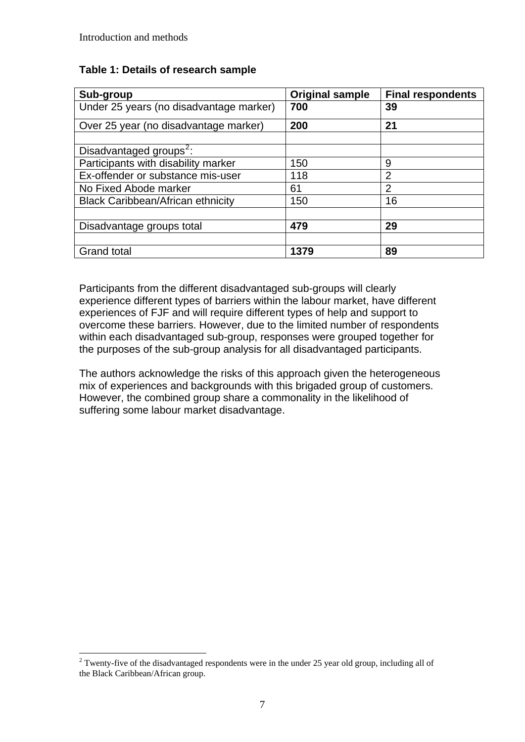**Table 1: Details of research sample**

| Sub-group | Original sample | Final respondents |
|---|---|---|
| Under 25 years (no disadvantage marker) | **700** | **39** |
| Over 25 year (no disadvantage marker) | **200** | **21** |
| | | |
| Disadvantaged groups[2]: | | |
| Participants with disability marker | 150 | 9 |
| Ex-offender or substance mis-user | 118 | 2 |
| No Fixed Abode marker | 61 | 2 |
| Black Caribbean/African ethnicity | 150 | 16 |
| | | |
| Disadvantage groups total | **479** | **29** |
| | | |
| Grand total | **1379** | **89** |

Participants from the different disadvantaged sub-groups will clearly experience different types of barriers within the labour market, have different experiences of FJF and will require different types of help and support to overcome these barriers. However, due to the limited number of respondents within each disadvantaged sub-group, responses were grouped together for the purposes of the sub-group analysis for all disadvantaged participants.

The authors acknowledge the risks of this approach given the heterogeneous mix of experiences and backgrounds with this brigaded group of customers. However, the combined group share a commonality in the likelihood of suffering some labour market disadvantage.

[2] Twenty-five of the disadvantaged respondents were in the under 25 year old group, including all of the Black Caribbean/African group.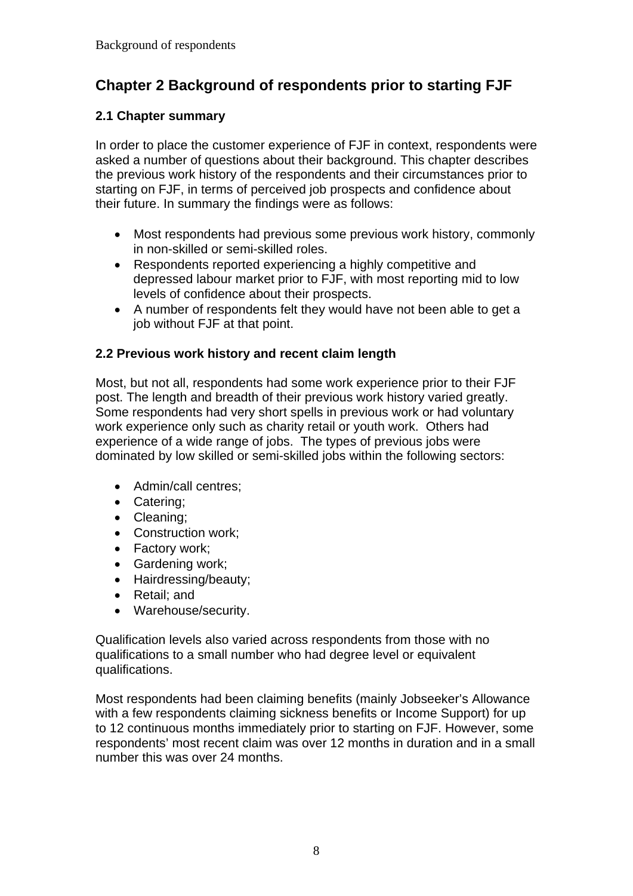# Chapter 2 Background of respondents prior to starting FJF

## 2.1 Chapter summary

In order to place the customer experience of FJF in context, respondents were asked a number of questions about their background. This chapter describes the previous work history of the respondents and their circumstances prior to starting on FJF, in terms of perceived job prospects and confidence about their future. In summary the findings were as follows:

- Most respondents had previous some previous work history, commonly in non-skilled or semi-skilled roles.
- Respondents reported experiencing a highly competitive and depressed labour market prior to FJF, with most reporting mid to low levels of confidence about their prospects.
- A number of respondents felt they would have not been able to get a job without FJF at that point.

## 2.2 Previous work history and recent claim length

Most, but not all, respondents had some work experience prior to their FJF post. The length and breadth of their previous work history varied greatly. Some respondents had very short spells in previous work or had voluntary work experience only such as charity retail or youth work. Others had experience of a wide range of jobs. The types of previous jobs were dominated by low skilled or semi-skilled jobs within the following sectors:

- Admin/call centres;
- Catering;
- Cleaning;
- Construction work;
- Factory work;
- Gardening work;
- Hairdressing/beauty;
- Retail; and
- Warehouse/security.

Qualification levels also varied across respondents from those with no qualifications to a small number who had degree level or equivalent qualifications.

Most respondents had been claiming benefits (mainly Jobseeker's Allowance with a few respondents claiming sickness benefits or Income Support) for up to 12 continuous months immediately prior to starting on FJF. However, some respondents' most recent claim was over 12 months in duration and in a small number this was over 24 months.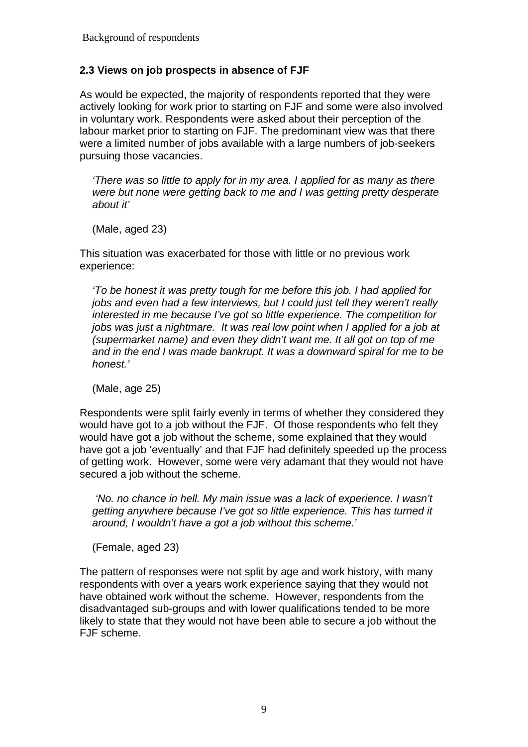## 2.3 Views on job prospects in absence of FJF

As would be expected, the majority of respondents reported that they were actively looking for work prior to starting on FJF and some were also involved in voluntary work. Respondents were asked about their perception of the labour market prior to starting on FJF. The predominant view was that there were a limited number of jobs available with a large numbers of job-seekers pursuing those vacancies.

> *'There was so little to apply for in my area. I applied for as many as there were but none were getting back to me and I was getting pretty desperate about it'*
>
> (Male, aged 23)

This situation was exacerbated for those with little or no previous work experience:

> *'To be honest it was pretty tough for me before this job. I had applied for jobs and even had a few interviews, but I could just tell they weren't really interested in me because I've got so little experience. The competition for jobs was just a nightmare. It was real low point when I applied for a job at (supermarket name) and even they didn't want me. It all got on top of me and in the end I was made bankrupt. It was a downward spiral for me to be honest.'*
>
> (Male, age 25)

Respondents were split fairly evenly in terms of whether they considered they would have got to a job without the FJF. Of those respondents who felt they would have got a job without the scheme, some explained that they would have got a job 'eventually' and that FJF had definitely speeded up the process of getting work. However, some were very adamant that they would not have secured a job without the scheme.

> *'No. no chance in hell. My main issue was a lack of experience. I wasn't getting anywhere because I've got so little experience. This has turned it around, I wouldn't have a got a job without this scheme.'*
>
> (Female, aged 23)

The pattern of responses were not split by age and work history, with many respondents with over a years work experience saying that they would not have obtained work without the scheme. However, respondents from the disadvantaged sub-groups and with lower qualifications tended to be more likely to state that they would not have been able to secure a job without the FJF scheme.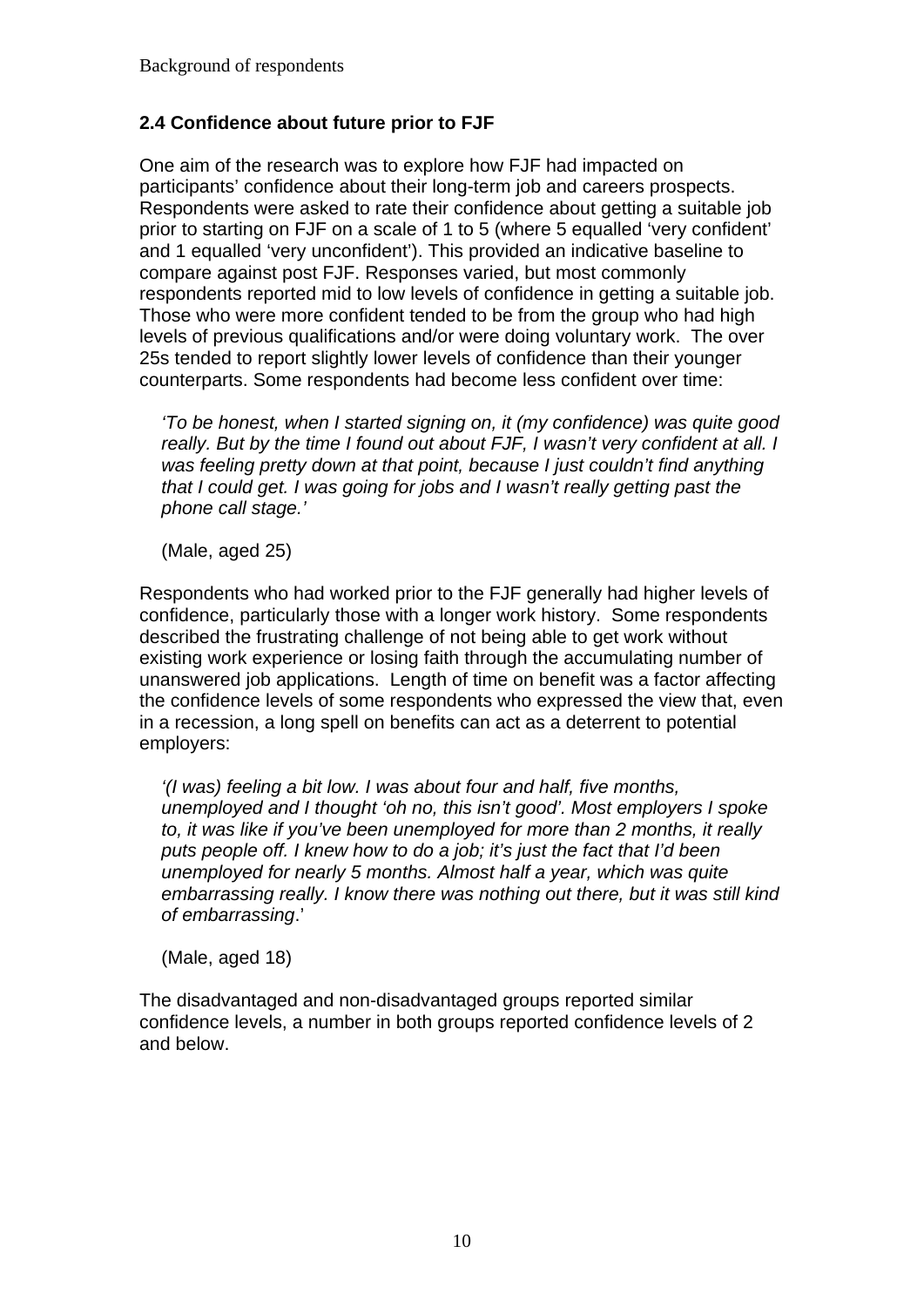## 2.4 Confidence about future prior to FJF

One aim of the research was to explore how FJF had impacted on participants' confidence about their long-term job and careers prospects. Respondents were asked to rate their confidence about getting a suitable job prior to starting on FJF on a scale of 1 to 5 (where 5 equalled 'very confident' and 1 equalled 'very unconfident'). This provided an indicative baseline to compare against post FJF. Responses varied, but most commonly respondents reported mid to low levels of confidence in getting a suitable job. Those who were more confident tended to be from the group who had high levels of previous qualifications and/or were doing voluntary work. The over 25s tended to report slightly lower levels of confidence than their younger counterparts. Some respondents had become less confident over time:

> *'To be honest, when I started signing on, it (my confidence) was quite good really. But by the time I found out about FJF, I wasn't very confident at all. I was feeling pretty down at that point, because I just couldn't find anything that I could get. I was going for jobs and I wasn't really getting past the phone call stage.'*
>
> (Male, aged 25)

Respondents who had worked prior to the FJF generally had higher levels of confidence, particularly those with a longer work history. Some respondents described the frustrating challenge of not being able to get work without existing work experience or losing faith through the accumulating number of unanswered job applications. Length of time on benefit was a factor affecting the confidence levels of some respondents who expressed the view that, even in a recession, a long spell on benefits can act as a deterrent to potential employers:

> *'(I was) feeling a bit low. I was about four and half, five months, unemployed and I thought 'oh no, this isn't good'. Most employers I spoke to, it was like if you've been unemployed for more than 2 months, it really puts people off. I knew how to do a job; it's just the fact that I'd been unemployed for nearly 5 months. Almost half a year, which was quite embarrassing really. I know there was nothing out there, but it was still kind of embarrassing*.'
>
> (Male, aged 18)

The disadvantaged and non-disadvantaged groups reported similar confidence levels, a number in both groups reported confidence levels of 2 and below.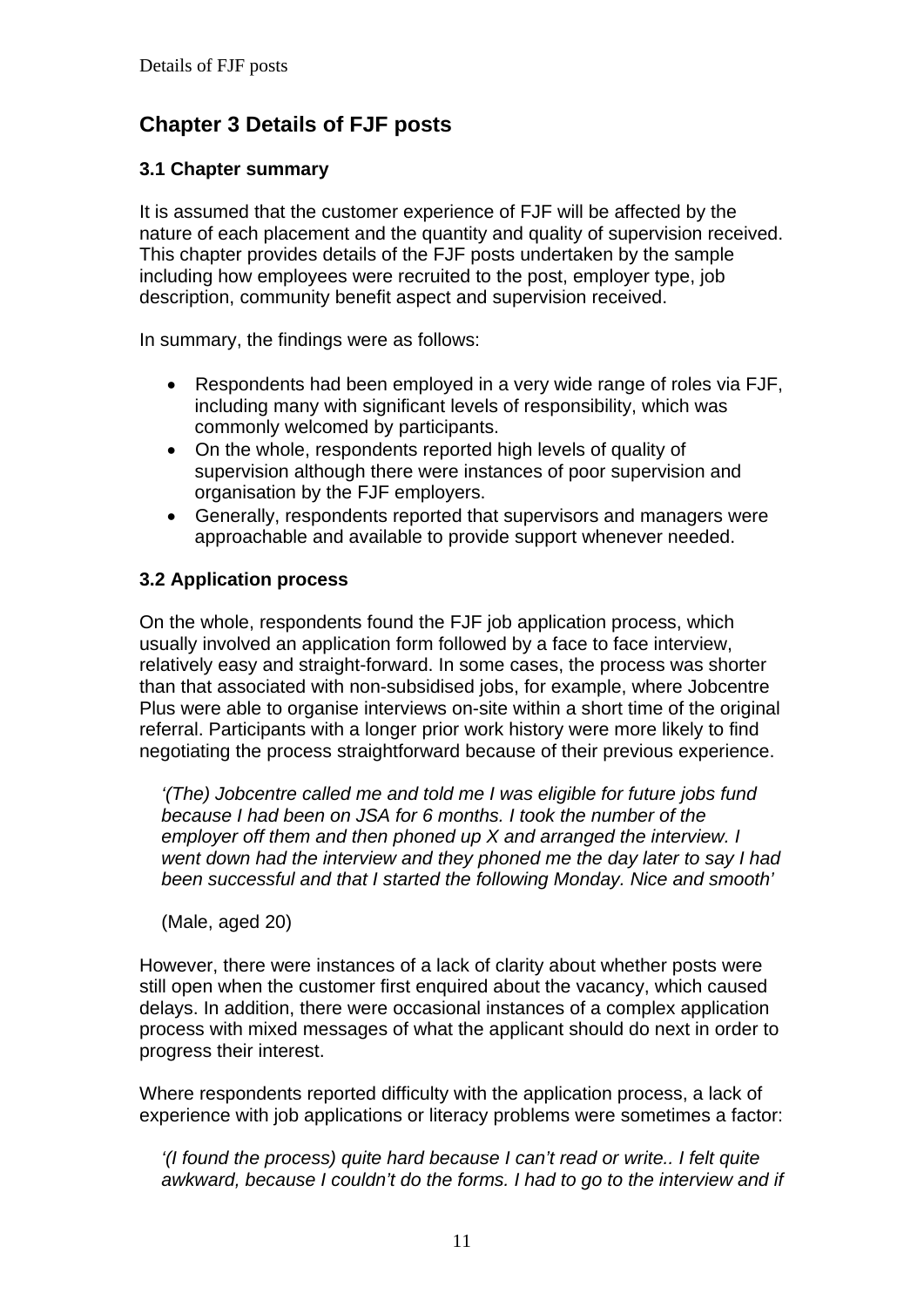# Chapter 3 Details of FJF posts

## 3.1 Chapter summary

It is assumed that the customer experience of FJF will be affected by the nature of each placement and the quantity and quality of supervision received. This chapter provides details of the FJF posts undertaken by the sample including how employees were recruited to the post, employer type, job description, community benefit aspect and supervision received.

In summary, the findings were as follows:

- Respondents had been employed in a very wide range of roles via FJF, including many with significant levels of responsibility, which was commonly welcomed by participants.
- On the whole, respondents reported high levels of quality of supervision although there were instances of poor supervision and organisation by the FJF employers.
- Generally, respondents reported that supervisors and managers were approachable and available to provide support whenever needed.

## 3.2 Application process

On the whole, respondents found the FJF job application process, which usually involved an application form followed by a face to face interview, relatively easy and straight-forward. In some cases, the process was shorter than that associated with non-subsidised jobs, for example, where Jobcentre Plus were able to organise interviews on-site within a short time of the original referral. Participants with a longer prior work history were more likely to find negotiating the process straightforward because of their previous experience.

> *'(The) Jobcentre called me and told me I was eligible for future jobs fund because I had been on JSA for 6 months. I took the number of the employer off them and then phoned up X and arranged the interview. I went down had the interview and they phoned me the day later to say I had been successful and that I started the following Monday. Nice and smooth'*
>
> (Male, aged 20)

However, there were instances of a lack of clarity about whether posts were still open when the customer first enquired about the vacancy, which caused delays. In addition, there were occasional instances of a complex application process with mixed messages of what the applicant should do next in order to progress their interest.

Where respondents reported difficulty with the application process, a lack of experience with job applications or literacy problems were sometimes a factor:

> *'(I found the process) quite hard because I can't read or write.. I felt quite awkward, because I couldn't do the forms. I had to go to the interview and if*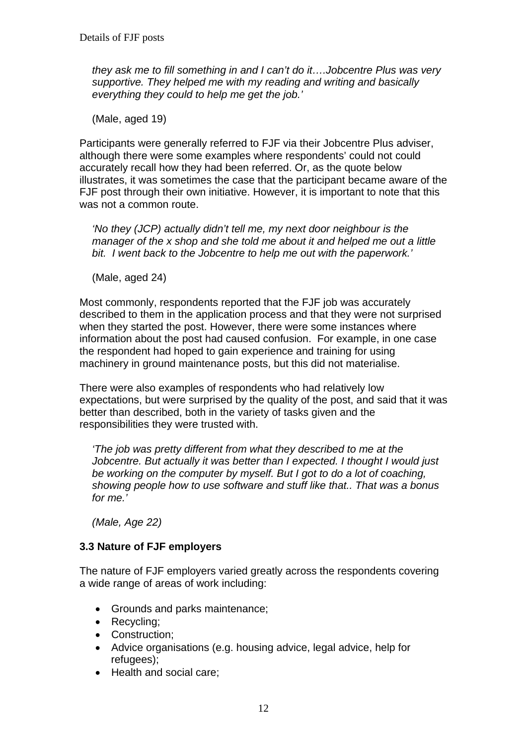*they ask me to fill something in and I can't do it….Jobcentre Plus was very supportive. They helped me with my reading and writing and basically everything they could to help me get the job.'*

(Male, aged 19)

Participants were generally referred to FJF via their Jobcentre Plus adviser, although there were some examples where respondents' could not could accurately recall how they had been referred. Or, as the quote below illustrates, it was sometimes the case that the participant became aware of the FJF post through their own initiative. However, it is important to note that this was not a common route.

*'No they (JCP) actually didn't tell me, my next door neighbour is the manager of the x shop and she told me about it and helped me out a little bit. I went back to the Jobcentre to help me out with the paperwork.'*

(Male, aged 24)

Most commonly, respondents reported that the FJF job was accurately described to them in the application process and that they were not surprised when they started the post. However, there were some instances where information about the post had caused confusion. For example, in one case the respondent had hoped to gain experience and training for using machinery in ground maintenance posts, but this did not materialise.

There were also examples of respondents who had relatively low expectations, but were surprised by the quality of the post, and said that it was better than described, both in the variety of tasks given and the responsibilities they were trusted with.

*'The job was pretty different from what they described to me at the Jobcentre. But actually it was better than I expected. I thought I would just be working on the computer by myself. But I got to do a lot of coaching, showing people how to use software and stuff like that.. That was a bonus for me.'*

*(Male, Age 22)*

### 3.3 Nature of FJF employers

The nature of FJF employers varied greatly across the respondents covering a wide range of areas of work including:

- Grounds and parks maintenance;
- Recycling;
- Construction;
- Advice organisations (e.g. housing advice, legal advice, help for refugees);
- Health and social care;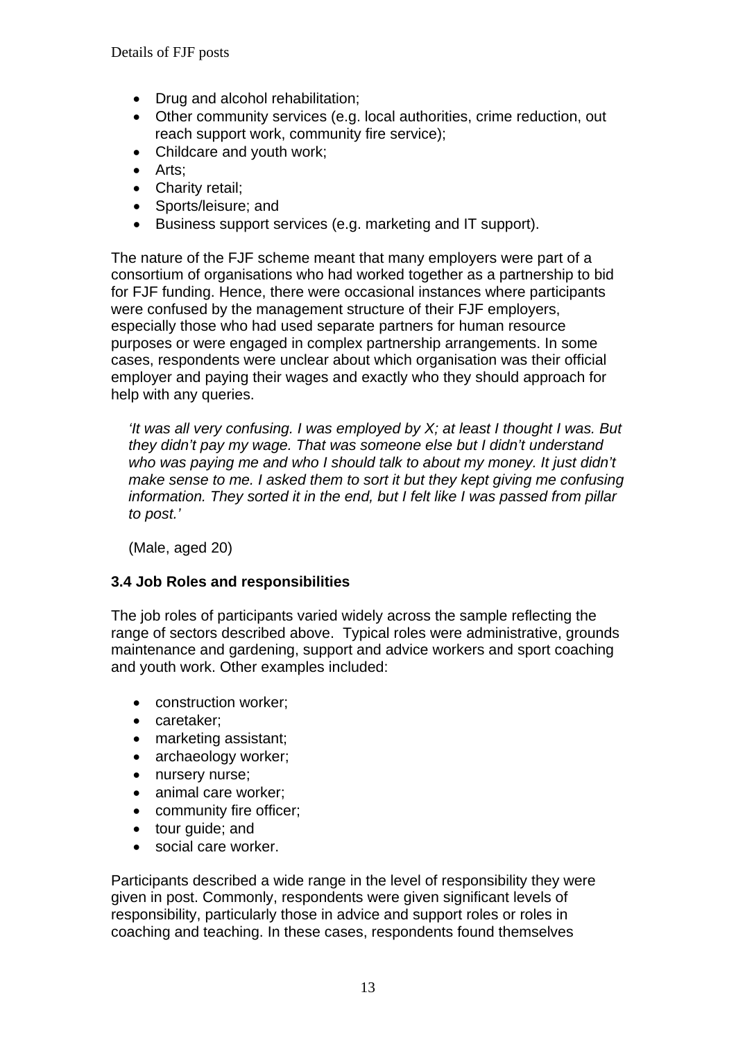- Drug and alcohol rehabilitation;
- Other community services (e.g. local authorities, crime reduction, out reach support work, community fire service);
- Childcare and youth work;
- Arts;
- Charity retail;
- Sports/leisure; and
- Business support services (e.g. marketing and IT support).

The nature of the FJF scheme meant that many employers were part of a consortium of organisations who had worked together as a partnership to bid for FJF funding. Hence, there were occasional instances where participants were confused by the management structure of their FJF employers, especially those who had used separate partners for human resource purposes or were engaged in complex partnership arrangements. In some cases, respondents were unclear about which organisation was their official employer and paying their wages and exactly who they should approach for help with any queries.

> *'It was all very confusing. I was employed by X; at least I thought I was. But they didn't pay my wage. That was someone else but I didn't understand who was paying me and who I should talk to about my money. It just didn't make sense to me. I asked them to sort it but they kept giving me confusing information. They sorted it in the end, but I felt like I was passed from pillar to post.'*
>
> (Male, aged 20)

### 3.4 Job Roles and responsibilities

The job roles of participants varied widely across the sample reflecting the range of sectors described above. Typical roles were administrative, grounds maintenance and gardening, support and advice workers and sport coaching and youth work. Other examples included:

- construction worker;
- caretaker;
- marketing assistant;
- archaeology worker;
- nursery nurse;
- animal care worker;
- community fire officer;
- tour guide; and
- social care worker.

Participants described a wide range in the level of responsibility they were given in post. Commonly, respondents were given significant levels of responsibility, particularly those in advice and support roles or roles in coaching and teaching. In these cases, respondents found themselves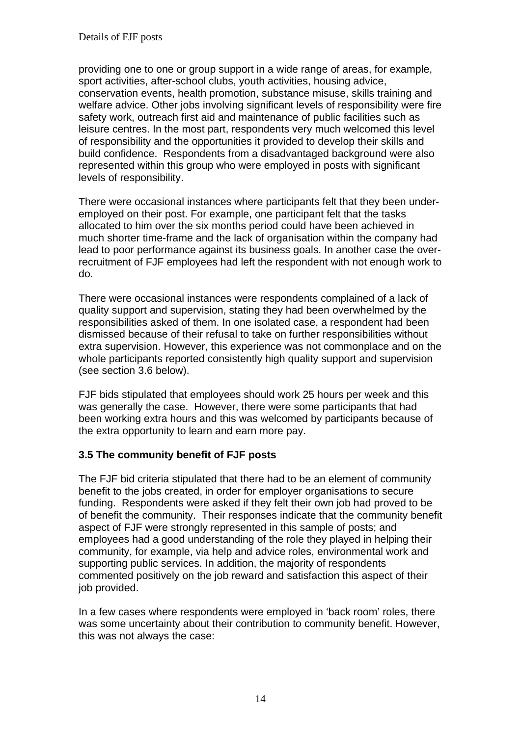providing one to one or group support in a wide range of areas, for example, sport activities, after-school clubs, youth activities, housing advice, conservation events, health promotion, substance misuse, skills training and welfare advice. Other jobs involving significant levels of responsibility were fire safety work, outreach first aid and maintenance of public facilities such as leisure centres. In the most part, respondents very much welcomed this level of responsibility and the opportunities it provided to develop their skills and build confidence. Respondents from a disadvantaged background were also represented within this group who were employed in posts with significant levels of responsibility.

There were occasional instances where participants felt that they been under-employed on their post. For example, one participant felt that the tasks allocated to him over the six months period could have been achieved in much shorter time-frame and the lack of organisation within the company had lead to poor performance against its business goals. In another case the over-recruitment of FJF employees had left the respondent with not enough work to do.

There were occasional instances were respondents complained of a lack of quality support and supervision, stating they had been overwhelmed by the responsibilities asked of them. In one isolated case, a respondent had been dismissed because of their refusal to take on further responsibilities without extra supervision. However, this experience was not commonplace and on the whole participants reported consistently high quality support and supervision (see section 3.6 below).

FJF bids stipulated that employees should work 25 hours per week and this was generally the case. However, there were some participants that had been working extra hours and this was welcomed by participants because of the extra opportunity to learn and earn more pay.

### 3.5 The community benefit of FJF posts

The FJF bid criteria stipulated that there had to be an element of community benefit to the jobs created, in order for employer organisations to secure funding. Respondents were asked if they felt their own job had proved to be of benefit the community. Their responses indicate that the community benefit aspect of FJF were strongly represented in this sample of posts; and employees had a good understanding of the role they played in helping their community, for example, via help and advice roles, environmental work and supporting public services. In addition, the majority of respondents commented positively on the job reward and satisfaction this aspect of their job provided.

In a few cases where respondents were employed in 'back room' roles, there was some uncertainty about their contribution to community benefit. However, this was not always the case: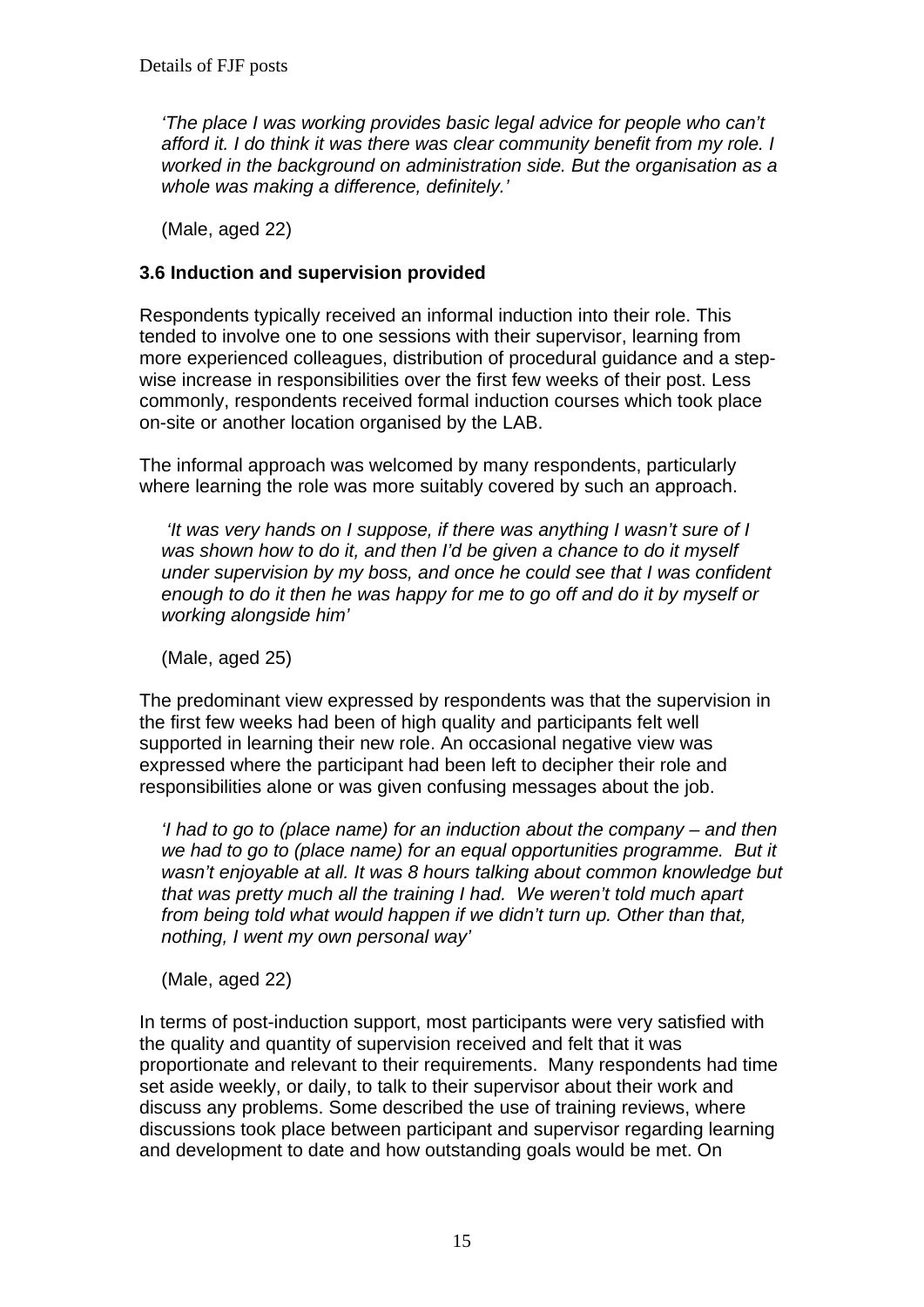*'The place I was working provides basic legal advice for people who can't afford it. I do think it was there was clear community benefit from my role. I worked in the background on administration side. But the organisation as a whole was making a difference, definitely.'*

(Male, aged 22)

### 3.6 Induction and supervision provided

Respondents typically received an informal induction into their role. This tended to involve one to one sessions with their supervisor, learning from more experienced colleagues, distribution of procedural guidance and a step-wise increase in responsibilities over the first few weeks of their post. Less commonly, respondents received formal induction courses which took place on-site or another location organised by the LAB.

The informal approach was welcomed by many respondents, particularly where learning the role was more suitably covered by such an approach.

*'It was very hands on I suppose, if there was anything I wasn't sure of I was shown how to do it, and then I'd be given a chance to do it myself under supervision by my boss, and once he could see that I was confident enough to do it then he was happy for me to go off and do it by myself or working alongside him'*

(Male, aged 25)

The predominant view expressed by respondents was that the supervision in the first few weeks had been of high quality and participants felt well supported in learning their new role. An occasional negative view was expressed where the participant had been left to decipher their role and responsibilities alone or was given confusing messages about the job.

*'I had to go to (place name) for an induction about the company – and then we had to go to (place name) for an equal opportunities programme. But it wasn't enjoyable at all. It was 8 hours talking about common knowledge but that was pretty much all the training I had. We weren't told much apart from being told what would happen if we didn't turn up. Other than that, nothing, I went my own personal way'*

(Male, aged 22)

In terms of post-induction support, most participants were very satisfied with the quality and quantity of supervision received and felt that it was proportionate and relevant to their requirements. Many respondents had time set aside weekly, or daily, to talk to their supervisor about their work and discuss any problems. Some described the use of training reviews, where discussions took place between participant and supervisor regarding learning and development to date and how outstanding goals would be met. On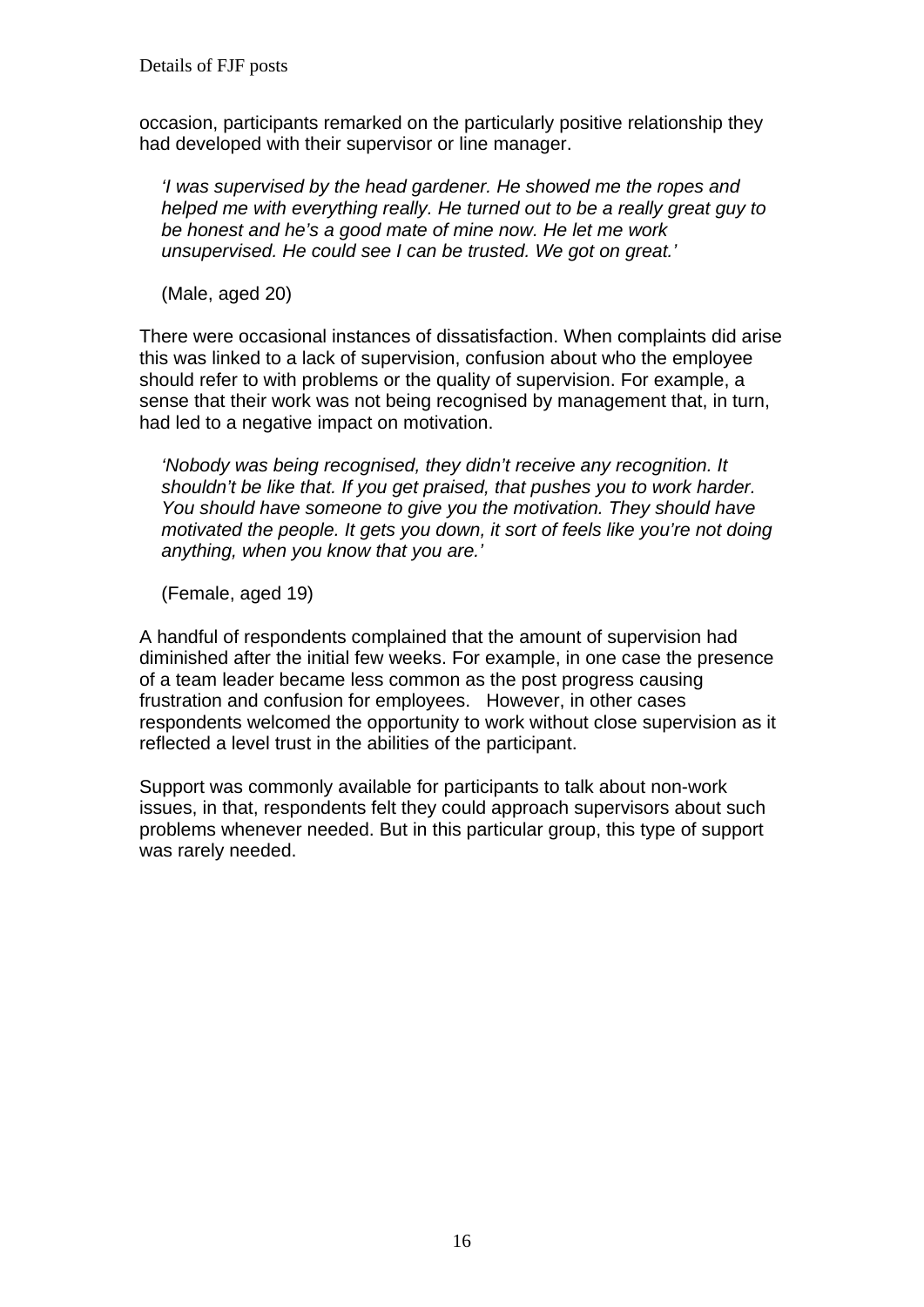occasion, participants remarked on the particularly positive relationship they had developed with their supervisor or line manager.

> *'I was supervised by the head gardener. He showed me the ropes and helped me with everything really. He turned out to be a really great guy to be honest and he's a good mate of mine now. He let me work unsupervised. He could see I can be trusted. We got on great.'*
>
> (Male, aged 20)

There were occasional instances of dissatisfaction. When complaints did arise this was linked to a lack of supervision, confusion about who the employee should refer to with problems or the quality of supervision. For example, a sense that their work was not being recognised by management that, in turn, had led to a negative impact on motivation.

> *'Nobody was being recognised, they didn't receive any recognition. It shouldn't be like that. If you get praised, that pushes you to work harder. You should have someone to give you the motivation. They should have motivated the people. It gets you down, it sort of feels like you're not doing anything, when you know that you are.'*
>
> (Female, aged 19)

A handful of respondents complained that the amount of supervision had diminished after the initial few weeks. For example, in one case the presence of a team leader became less common as the post progress causing frustration and confusion for employees. However, in other cases respondents welcomed the opportunity to work without close supervision as it reflected a level trust in the abilities of the participant.

Support was commonly available for participants to talk about non-work issues, in that, respondents felt they could approach supervisors about such problems whenever needed. But in this particular group, this type of support was rarely needed.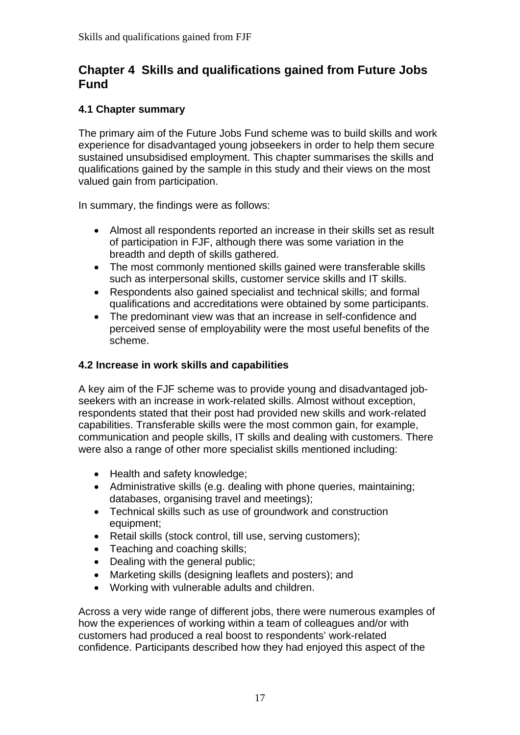# Chapter 4 Skills and qualifications gained from Future Jobs Fund

## 4.1 Chapter summary

The primary aim of the Future Jobs Fund scheme was to build skills and work experience for disadvantaged young jobseekers in order to help them secure sustained unsubsidised employment. This chapter summarises the skills and qualifications gained by the sample in this study and their views on the most valued gain from participation.

In summary, the findings were as follows:

- Almost all respondents reported an increase in their skills set as result of participation in FJF, although there was some variation in the breadth and depth of skills gathered.
- The most commonly mentioned skills gained were transferable skills such as interpersonal skills, customer service skills and IT skills.
- Respondents also gained specialist and technical skills; and formal qualifications and accreditations were obtained by some participants.
- The predominant view was that an increase in self-confidence and perceived sense of employability were the most useful benefits of the scheme.

## 4.2 Increase in work skills and capabilities

A key aim of the FJF scheme was to provide young and disadvantaged job-seekers with an increase in work-related skills. Almost without exception, respondents stated that their post had provided new skills and work-related capabilities. Transferable skills were the most common gain, for example, communication and people skills, IT skills and dealing with customers. There were also a range of other more specialist skills mentioned including:

- Health and safety knowledge;
- Administrative skills (e.g. dealing with phone queries, maintaining; databases, organising travel and meetings);
- Technical skills such as use of groundwork and construction equipment;
- Retail skills (stock control, till use, serving customers);
- Teaching and coaching skills;
- Dealing with the general public;
- Marketing skills (designing leaflets and posters); and
- Working with vulnerable adults and children.

Across a very wide range of different jobs, there were numerous examples of how the experiences of working within a team of colleagues and/or with customers had produced a real boost to respondents' work-related confidence. Participants described how they had enjoyed this aspect of the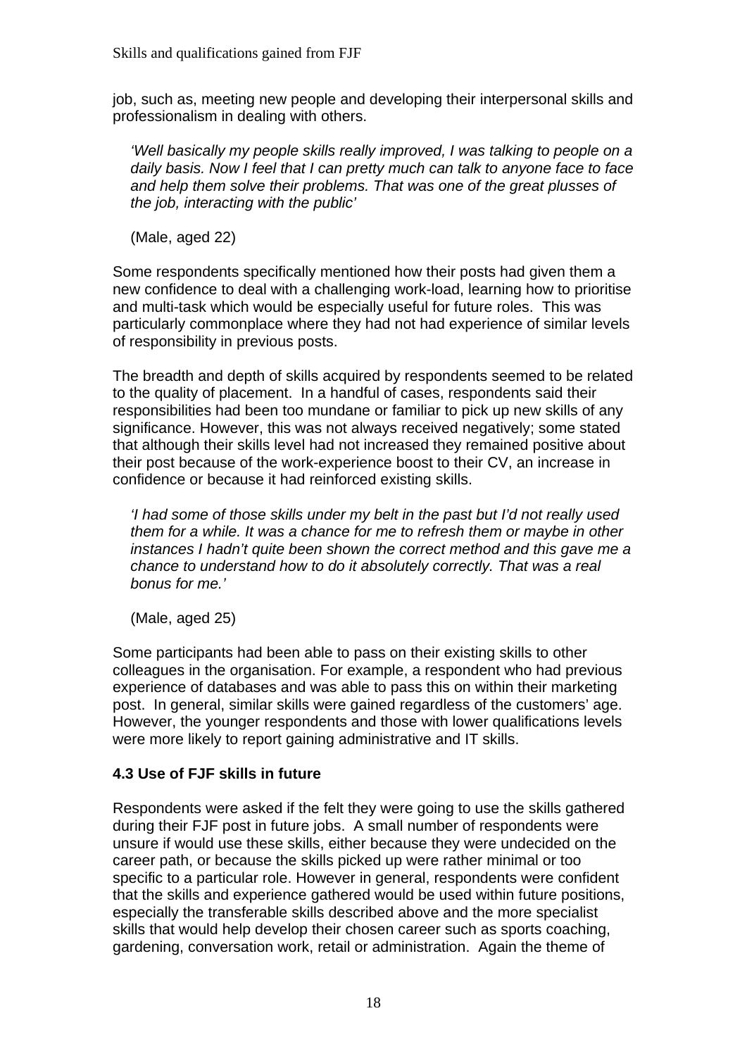job, such as, meeting new people and developing their interpersonal skills and professionalism in dealing with others.

> *'Well basically my people skills really improved, I was talking to people on a daily basis. Now I feel that I can pretty much can talk to anyone face to face and help them solve their problems. That was one of the great plusses of the job, interacting with the public'*
>
> (Male, aged 22)

Some respondents specifically mentioned how their posts had given them a new confidence to deal with a challenging work-load, learning how to prioritise and multi-task which would be especially useful for future roles. This was particularly commonplace where they had not had experience of similar levels of responsibility in previous posts.

The breadth and depth of skills acquired by respondents seemed to be related to the quality of placement. In a handful of cases, respondents said their responsibilities had been too mundane or familiar to pick up new skills of any significance. However, this was not always received negatively; some stated that although their skills level had not increased they remained positive about their post because of the work-experience boost to their CV, an increase in confidence or because it had reinforced existing skills.

> *'I had some of those skills under my belt in the past but I'd not really used them for a while. It was a chance for me to refresh them or maybe in other instances I hadn't quite been shown the correct method and this gave me a chance to understand how to do it absolutely correctly. That was a real bonus for me.'*
>
> (Male, aged 25)

Some participants had been able to pass on their existing skills to other colleagues in the organisation. For example, a respondent who had previous experience of databases and was able to pass this on within their marketing post. In general, similar skills were gained regardless of the customers' age. However, the younger respondents and those with lower qualifications levels were more likely to report gaining administrative and IT skills.

### 4.3 Use of FJF skills in future

Respondents were asked if the felt they were going to use the skills gathered during their FJF post in future jobs. A small number of respondents were unsure if would use these skills, either because they were undecided on the career path, or because the skills picked up were rather minimal or too specific to a particular role. However in general, respondents were confident that the skills and experience gathered would be used within future positions, especially the transferable skills described above and the more specialist skills that would help develop their chosen career such as sports coaching, gardening, conversation work, retail or administration. Again the theme of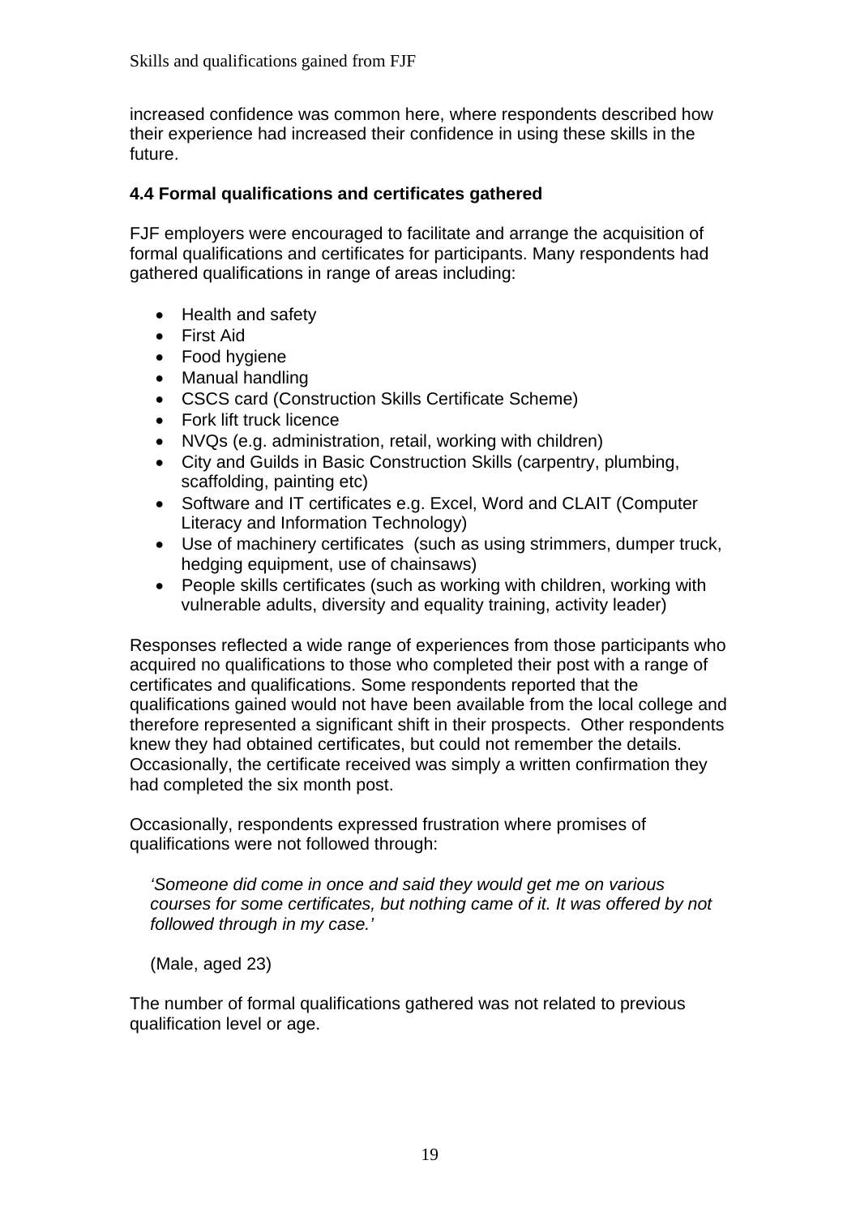increased confidence was common here, where respondents described how their experience had increased their confidence in using these skills in the future.

### 4.4 Formal qualifications and certificates gathered

FJF employers were encouraged to facilitate and arrange the acquisition of formal qualifications and certificates for participants. Many respondents had gathered qualifications in range of areas including:

- Health and safety
- First Aid
- Food hygiene
- Manual handling
- CSCS card (Construction Skills Certificate Scheme)
- Fork lift truck licence
- NVQs (e.g. administration, retail, working with children)
- City and Guilds in Basic Construction Skills (carpentry, plumbing, scaffolding, painting etc)
- Software and IT certificates e.g. Excel, Word and CLAIT (Computer Literacy and Information Technology)
- Use of machinery certificates (such as using strimmers, dumper truck, hedging equipment, use of chainsaws)
- People skills certificates (such as working with children, working with vulnerable adults, diversity and equality training, activity leader)

Responses reflected a wide range of experiences from those participants who acquired no qualifications to those who completed their post with a range of certificates and qualifications. Some respondents reported that the qualifications gained would not have been available from the local college and therefore represented a significant shift in their prospects. Other respondents knew they had obtained certificates, but could not remember the details. Occasionally, the certificate received was simply a written confirmation they had completed the six month post.

Occasionally, respondents expressed frustration where promises of qualifications were not followed through:

> *'Someone did come in once and said they would get me on various courses for some certificates, but nothing came of it. It was offered by not followed through in my case.'*
>
> (Male, aged 23)

The number of formal qualifications gathered was not related to previous qualification level or age.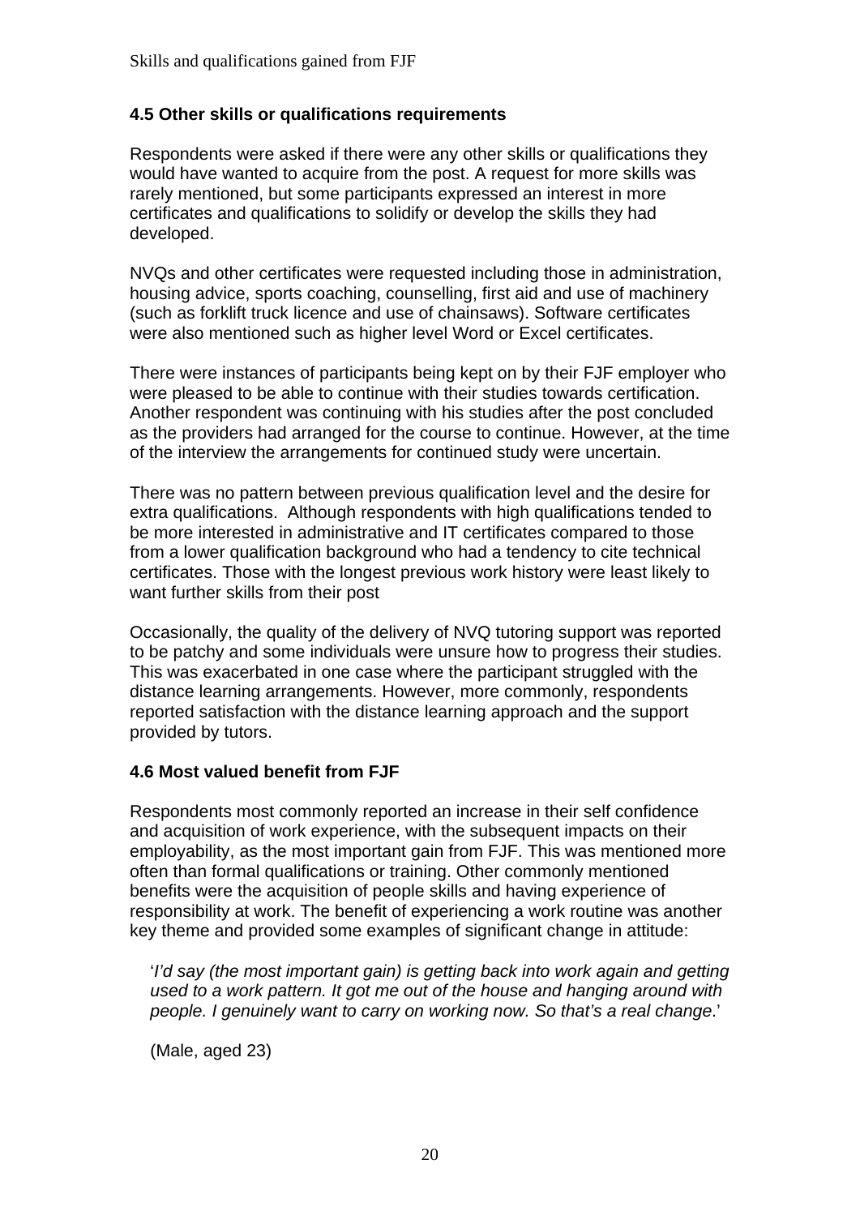### 4.5 Other skills or qualifications requirements

Respondents were asked if there were any other skills or qualifications they would have wanted to acquire from the post. A request for more skills was rarely mentioned, but some participants expressed an interest in more certificates and qualifications to solidify or develop the skills they had developed.

NVQs and other certificates were requested including those in administration, housing advice, sports coaching, counselling, first aid and use of machinery (such as forklift truck licence and use of chainsaws). Software certificates were also mentioned such as higher level Word or Excel certificates.

There were instances of participants being kept on by their FJF employer who were pleased to be able to continue with their studies towards certification. Another respondent was continuing with his studies after the post concluded as the providers had arranged for the course to continue. However, at the time of the interview the arrangements for continued study were uncertain.

There was no pattern between previous qualification level and the desire for extra qualifications. Although respondents with high qualifications tended to be more interested in administrative and IT certificates compared to those from a lower qualification background who had a tendency to cite technical certificates. Those with the longest previous work history were least likely to want further skills from their post

Occasionally, the quality of the delivery of NVQ tutoring support was reported to be patchy and some individuals were unsure how to progress their studies. This was exacerbated in one case where the participant struggled with the distance learning arrangements. However, more commonly, respondents reported satisfaction with the distance learning approach and the support provided by tutors.

### 4.6 Most valued benefit from FJF

Respondents most commonly reported an increase in their self confidence and acquisition of work experience, with the subsequent impacts on their employability, as the most important gain from FJF. This was mentioned more often than formal qualifications or training. Other commonly mentioned benefits were the acquisition of people skills and having experience of responsibility at work. The benefit of experiencing a work routine was another key theme and provided some examples of significant change in attitude:

> '*I'd say (the most important gain) is getting back into work again and getting used to a work pattern. It got me out of the house and hanging around with people. I genuinely want to carry on working now. So that's a real change*.'
>
> (Male, aged 23)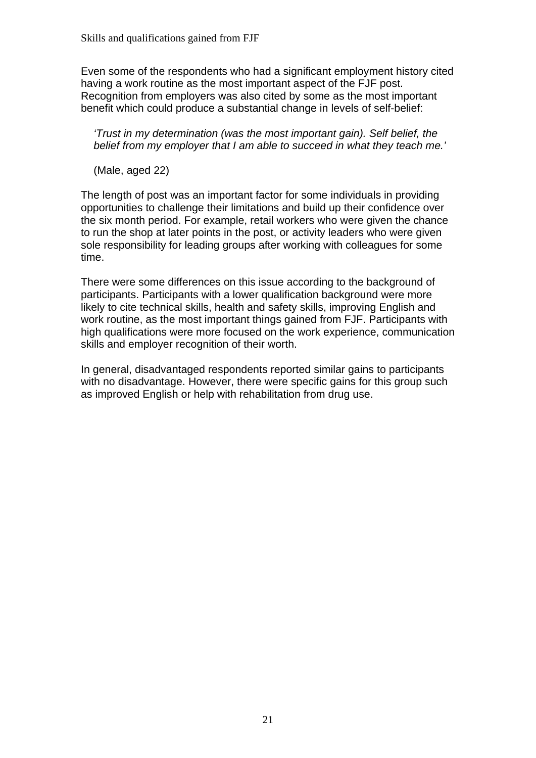Even some of the respondents who had a significant employment history cited having a work routine as the most important aspect of the FJF post. Recognition from employers was also cited by some as the most important benefit which could produce a substantial change in levels of self-belief:

> *'Trust in my determination (was the most important gain). Self belief, the belief from my employer that I am able to succeed in what they teach me.'*
>
> (Male, aged 22)

The length of post was an important factor for some individuals in providing opportunities to challenge their limitations and build up their confidence over the six month period. For example, retail workers who were given the chance to run the shop at later points in the post, or activity leaders who were given sole responsibility for leading groups after working with colleagues for some time.

There were some differences on this issue according to the background of participants. Participants with a lower qualification background were more likely to cite technical skills, health and safety skills, improving English and work routine, as the most important things gained from FJF. Participants with high qualifications were more focused on the work experience, communication skills and employer recognition of their worth.

In general, disadvantaged respondents reported similar gains to participants with no disadvantage. However, there were specific gains for this group such as improved English or help with rehabilitation from drug use.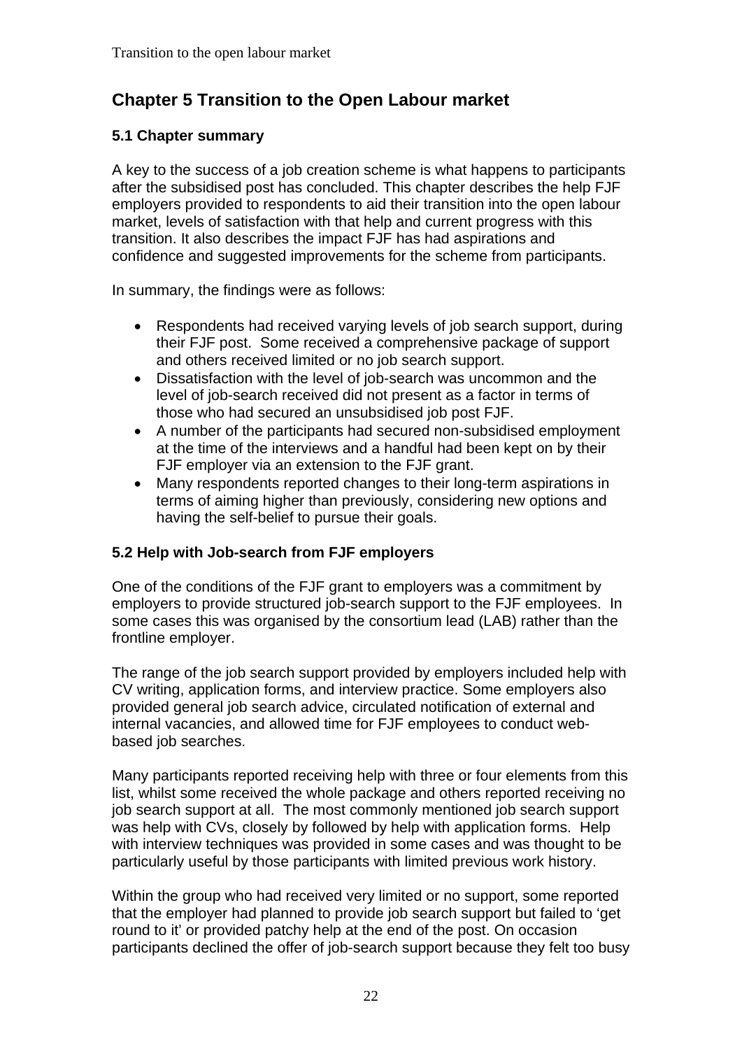# Chapter 5 Transition to the Open Labour market

## 5.1 Chapter summary

A key to the success of a job creation scheme is what happens to participants after the subsidised post has concluded. This chapter describes the help FJF employers provided to respondents to aid their transition into the open labour market, levels of satisfaction with that help and current progress with this transition. It also describes the impact FJF has had aspirations and confidence and suggested improvements for the scheme from participants.

In summary, the findings were as follows:

- Respondents had received varying levels of job search support, during their FJF post. Some received a comprehensive package of support and others received limited or no job search support.
- Dissatisfaction with the level of job-search was uncommon and the level of job-search received did not present as a factor in terms of those who had secured an unsubsidised job post FJF.
- A number of the participants had secured non-subsidised employment at the time of the interviews and a handful had been kept on by their FJF employer via an extension to the FJF grant.
- Many respondents reported changes to their long-term aspirations in terms of aiming higher than previously, considering new options and having the self-belief to pursue their goals.

## 5.2 Help with Job-search from FJF employers

One of the conditions of the FJF grant to employers was a commitment by employers to provide structured job-search support to the FJF employees. In some cases this was organised by the consortium lead (LAB) rather than the frontline employer.

The range of the job search support provided by employers included help with CV writing, application forms, and interview practice. Some employers also provided general job search advice, circulated notification of external and internal vacancies, and allowed time for FJF employees to conduct web-based job searches.

Many participants reported receiving help with three or four elements from this list, whilst some received the whole package and others reported receiving no job search support at all. The most commonly mentioned job search support was help with CVs, closely by followed by help with application forms. Help with interview techniques was provided in some cases and was thought to be particularly useful by those participants with limited previous work history.

Within the group who had received very limited or no support, some reported that the employer had planned to provide job search support but failed to 'get round to it' or provided patchy help at the end of the post. On occasion participants declined the offer of job-search support because they felt too busy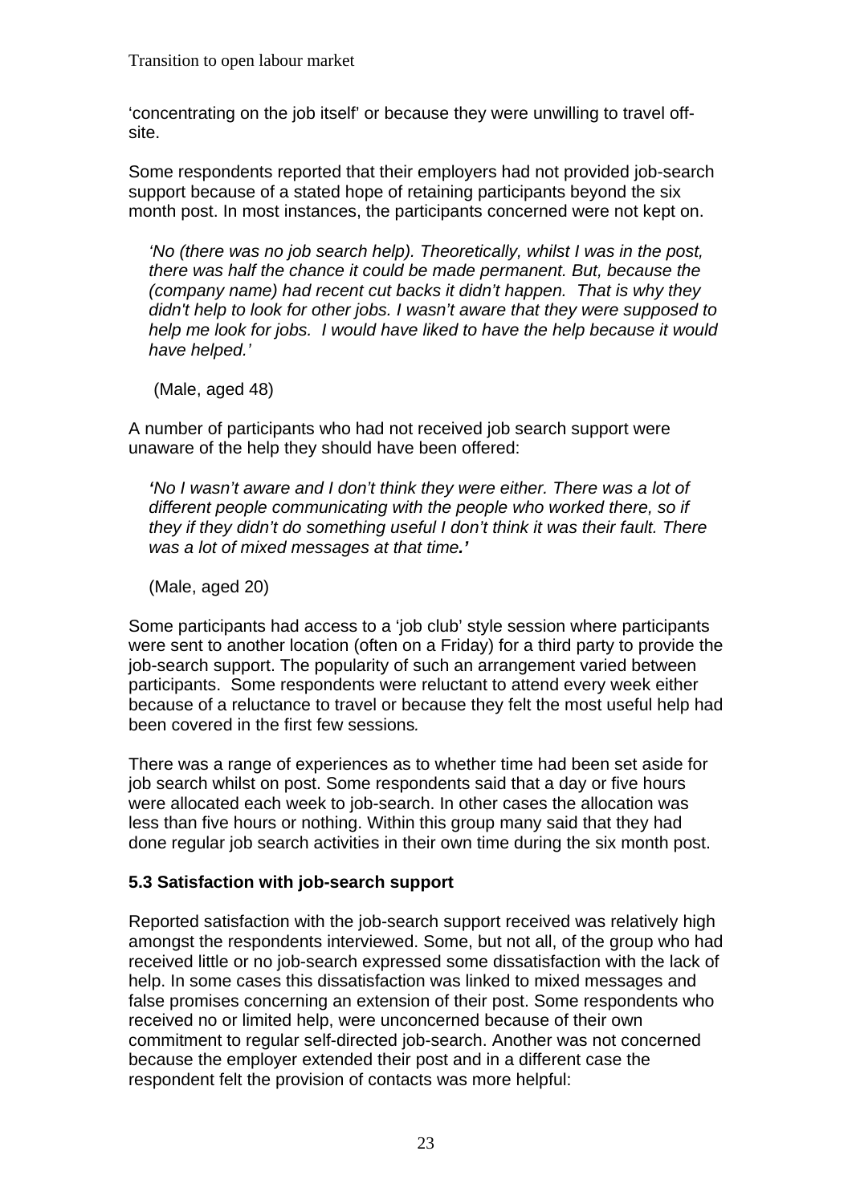'concentrating on the job itself' or because they were unwilling to travel off-site.

Some respondents reported that their employers had not provided job-search support because of a stated hope of retaining participants beyond the six month post. In most instances, the participants concerned were not kept on.

> *'No (there was no job search help). Theoretically, whilst I was in the post, there was half the chance it could be made permanent. But, because the (company name) had recent cut backs it didn't happen. That is why they didn't help to look for other jobs. I wasn't aware that they were supposed to help me look for jobs. I would have liked to have the help because it would have helped.'*
>
> (Male, aged 48)

A number of participants who had not received job search support were unaware of the help they should have been offered:

> ***'****No I wasn't aware and I don't think they were either. There was a lot of different people communicating with the people who worked there, so if they if they didn't do something useful I don't think it was their fault. There was a lot of mixed messages at that time****.'***
>
> (Male, aged 20)

Some participants had access to a 'job club' style session where participants were sent to another location (often on a Friday) for a third party to provide the job-search support. The popularity of such an arrangement varied between participants. Some respondents were reluctant to attend every week either because of a reluctance to travel or because they felt the most useful help had been covered in the first few sessions*.*

There was a range of experiences as to whether time had been set aside for job search whilst on post. Some respondents said that a day or five hours were allocated each week to job-search. In other cases the allocation was less than five hours or nothing. Within this group many said that they had done regular job search activities in their own time during the six month post.

### 5.3 Satisfaction with job-search support

Reported satisfaction with the job-search support received was relatively high amongst the respondents interviewed. Some, but not all, of the group who had received little or no job-search expressed some dissatisfaction with the lack of help. In some cases this dissatisfaction was linked to mixed messages and false promises concerning an extension of their post. Some respondents who received no or limited help, were unconcerned because of their own commitment to regular self-directed job-search. Another was not concerned because the employer extended their post and in a different case the respondent felt the provision of contacts was more helpful: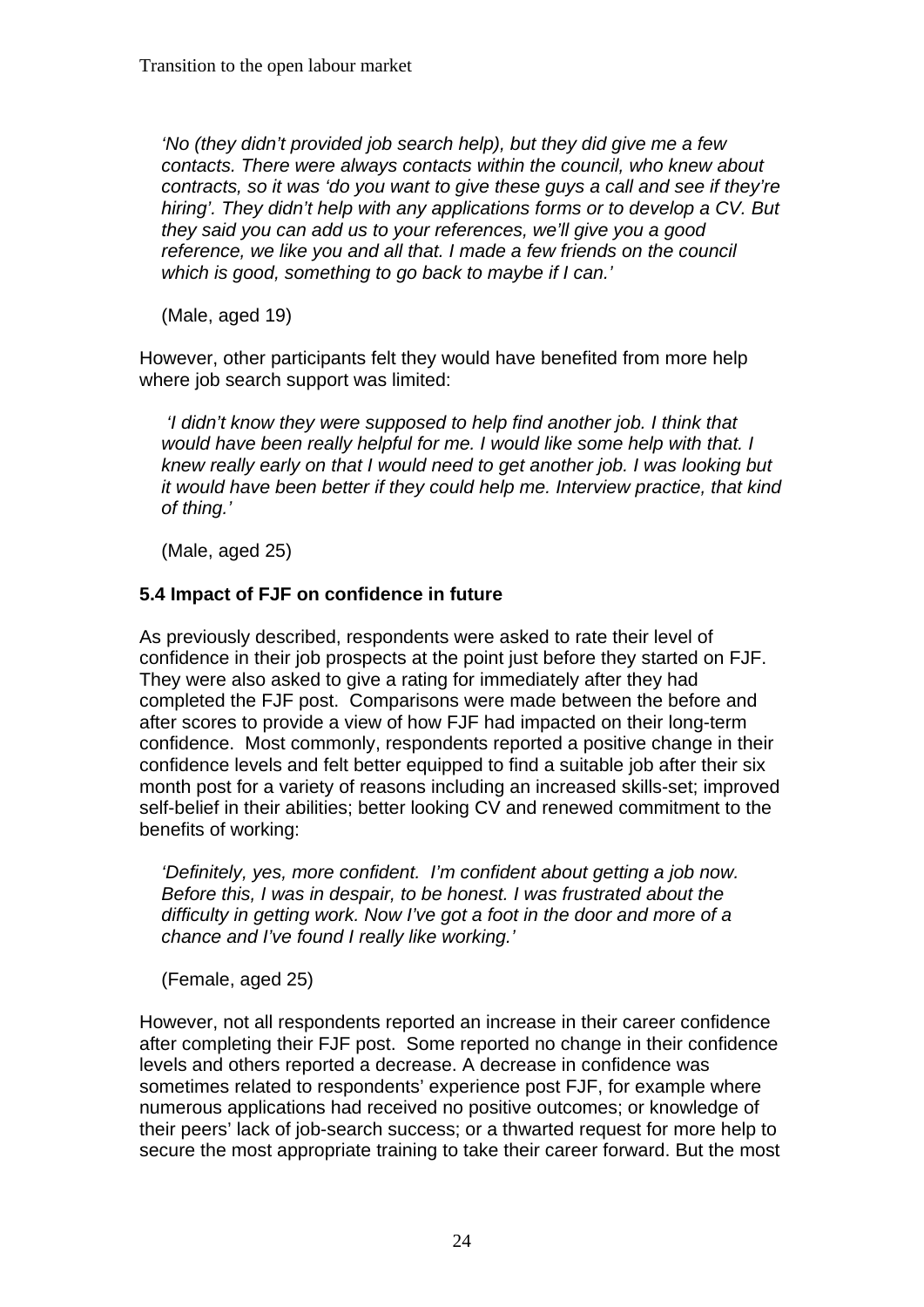*'No (they didn't provided job search help), but they did give me a few contacts. There were always contacts within the council, who knew about contracts, so it was 'do you want to give these guys a call and see if they're hiring'. They didn't help with any applications forms or to develop a CV. But they said you can add us to your references, we'll give you a good reference, we like you and all that. I made a few friends on the council which is good, something to go back to maybe if I can.'*

(Male, aged 19)

However, other participants felt they would have benefited from more help where job search support was limited:

*'I didn't know they were supposed to help find another job. I think that would have been really helpful for me. I would like some help with that. I knew really early on that I would need to get another job. I was looking but it would have been better if they could help me. Interview practice, that kind of thing.'*

(Male, aged 25)

### 5.4 Impact of FJF on confidence in future

As previously described, respondents were asked to rate their level of confidence in their job prospects at the point just before they started on FJF. They were also asked to give a rating for immediately after they had completed the FJF post. Comparisons were made between the before and after scores to provide a view of how FJF had impacted on their long-term confidence. Most commonly, respondents reported a positive change in their confidence levels and felt better equipped to find a suitable job after their six month post for a variety of reasons including an increased skills-set; improved self-belief in their abilities; better looking CV and renewed commitment to the benefits of working:

*'Definitely, yes, more confident. I'm confident about getting a job now. Before this, I was in despair, to be honest. I was frustrated about the difficulty in getting work. Now I've got a foot in the door and more of a chance and I've found I really like working.'*

(Female, aged 25)

However, not all respondents reported an increase in their career confidence after completing their FJF post. Some reported no change in their confidence levels and others reported a decrease. A decrease in confidence was sometimes related to respondents' experience post FJF, for example where numerous applications had received no positive outcomes; or knowledge of their peers' lack of job-search success; or a thwarted request for more help to secure the most appropriate training to take their career forward. But the most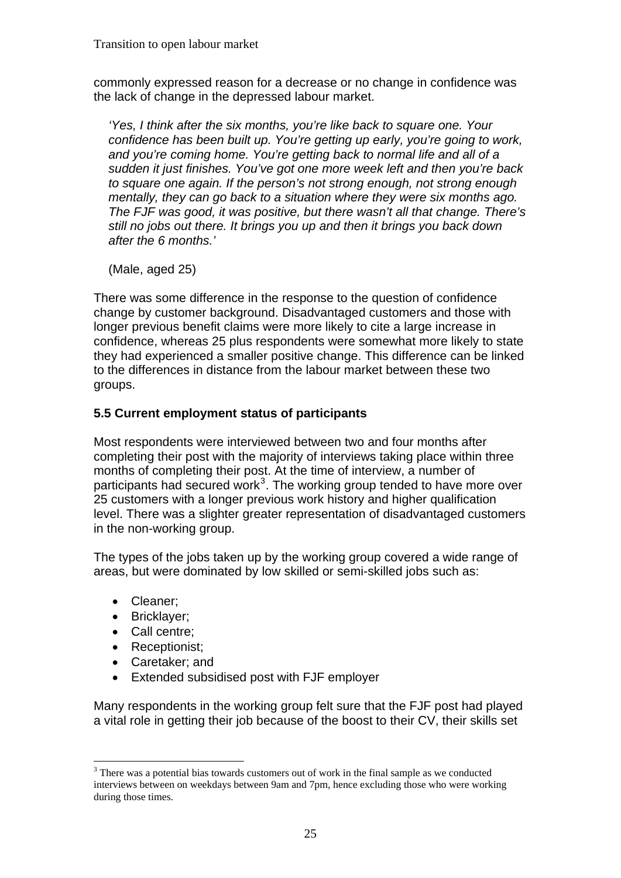commonly expressed reason for a decrease or no change in confidence was the lack of change in the depressed labour market.

> *'Yes, I think after the six months, you're like back to square one. Your confidence has been built up. You're getting up early, you're going to work, and you're coming home. You're getting back to normal life and all of a sudden it just finishes. You've got one more week left and then you're back to square one again. If the person's not strong enough, not strong enough mentally, they can go back to a situation where they were six months ago. The FJF was good, it was positive, but there wasn't all that change. There's still no jobs out there. It brings you up and then it brings you back down after the 6 months.'*
>
> (Male, aged 25)

There was some difference in the response to the question of confidence change by customer background. Disadvantaged customers and those with longer previous benefit claims were more likely to cite a large increase in confidence, whereas 25 plus respondents were somewhat more likely to state they had experienced a smaller positive change. This difference can be linked to the differences in distance from the labour market between these two groups.

### 5.5 Current employment status of participants

Most respondents were interviewed between two and four months after completing their post with the majority of interviews taking place within three months of completing their post. At the time of interview, a number of participants had secured work[3]. The working group tended to have more over 25 customers with a longer previous work history and higher qualification level. There was a slighter greater representation of disadvantaged customers in the non-working group.

The types of the jobs taken up by the working group covered a wide range of areas, but were dominated by low skilled or semi-skilled jobs such as:

- Cleaner;
- Bricklayer;
- Call centre;
- Receptionist;
- Caretaker; and
- Extended subsidised post with FJF employer

Many respondents in the working group felt sure that the FJF post had played a vital role in getting their job because of the boost to their CV, their skills set

---

[3] There was a potential bias towards customers out of work in the final sample as we conducted interviews between on weekdays between 9am and 7pm, hence excluding those who were working during those times.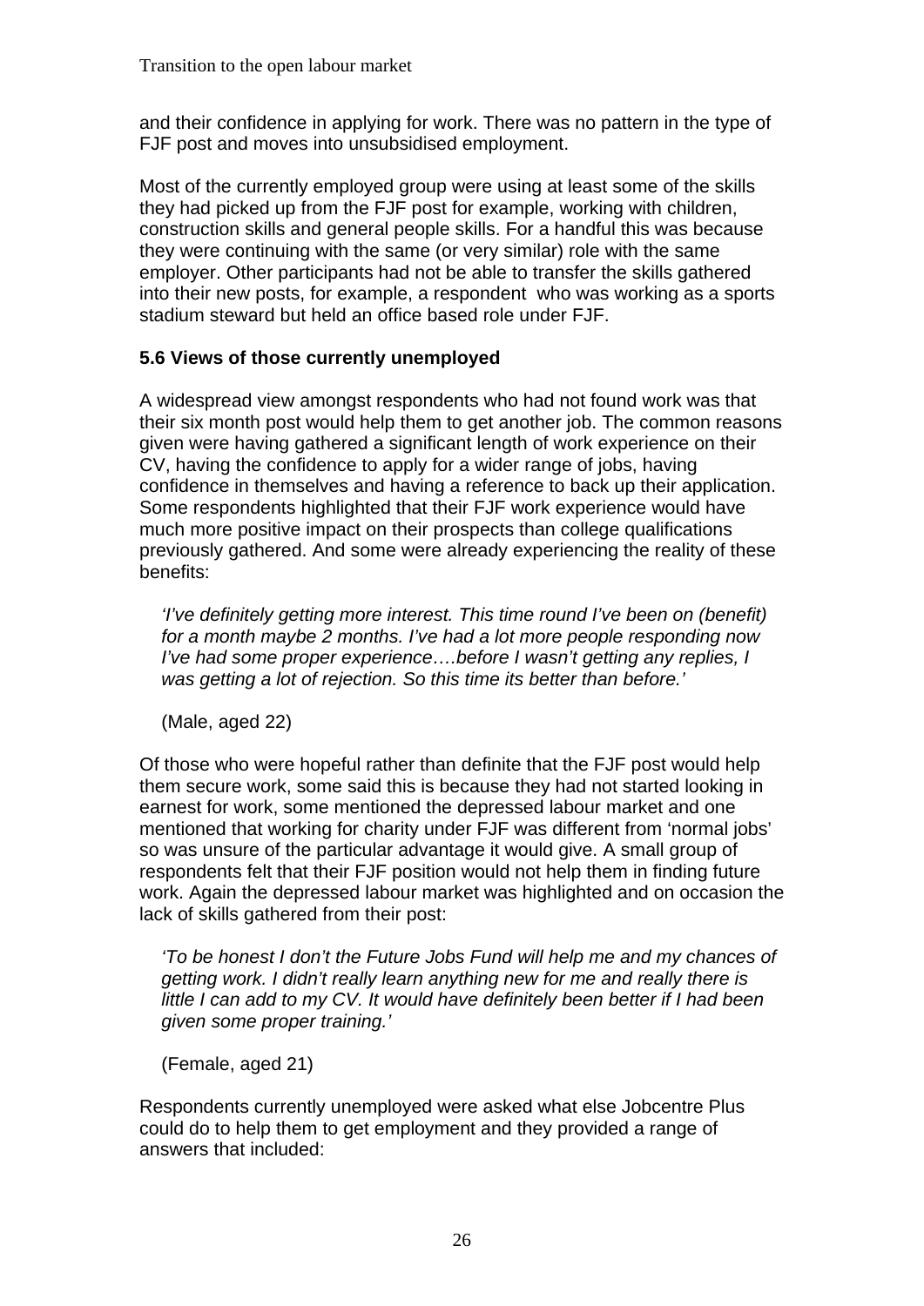and their confidence in applying for work. There was no pattern in the type of FJF post and moves into unsubsidised employment.

Most of the currently employed group were using at least some of the skills they had picked up from the FJF post for example, working with children, construction skills and general people skills. For a handful this was because they were continuing with the same (or very similar) role with the same employer. Other participants had not be able to transfer the skills gathered into their new posts, for example, a respondent who was working as a sports stadium steward but held an office based role under FJF.

### 5.6 Views of those currently unemployed

A widespread view amongst respondents who had not found work was that their six month post would help them to get another job. The common reasons given were having gathered a significant length of work experience on their CV, having the confidence to apply for a wider range of jobs, having confidence in themselves and having a reference to back up their application. Some respondents highlighted that their FJF work experience would have much more positive impact on their prospects than college qualifications previously gathered. And some were already experiencing the reality of these benefits:

> *'I've definitely getting more interest. This time round I've been on (benefit) for a month maybe 2 months. I've had a lot more people responding now I've had some proper experience….before I wasn't getting any replies, I was getting a lot of rejection. So this time its better than before.'*
>
> (Male, aged 22)

Of those who were hopeful rather than definite that the FJF post would help them secure work, some said this is because they had not started looking in earnest for work, some mentioned the depressed labour market and one mentioned that working for charity under FJF was different from 'normal jobs' so was unsure of the particular advantage it would give. A small group of respondents felt that their FJF position would not help them in finding future work. Again the depressed labour market was highlighted and on occasion the lack of skills gathered from their post:

> *'To be honest I don't the Future Jobs Fund will help me and my chances of getting work. I didn't really learn anything new for me and really there is little I can add to my CV. It would have definitely been better if I had been given some proper training.'*
>
> (Female, aged 21)

Respondents currently unemployed were asked what else Jobcentre Plus could do to help them to get employment and they provided a range of answers that included: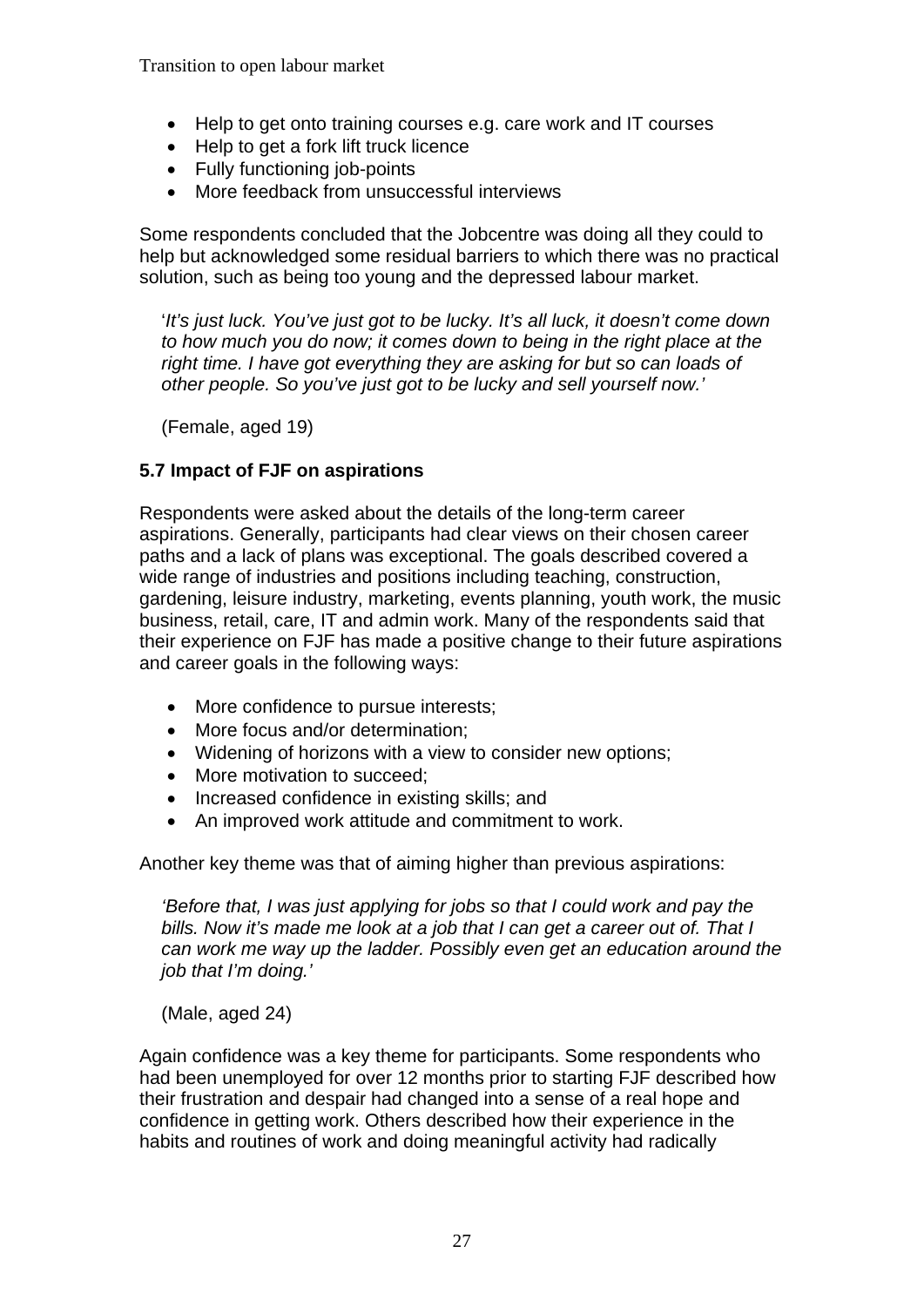- Help to get onto training courses e.g. care work and IT courses
- Help to get a fork lift truck licence
- Fully functioning job-points
- More feedback from unsuccessful interviews

Some respondents concluded that the Jobcentre was doing all they could to help but acknowledged some residual barriers to which there was no practical solution, such as being too young and the depressed labour market.

> '*It's just luck. You've just got to be lucky. It's all luck, it doesn't come down to how much you do now; it comes down to being in the right place at the right time. I have got everything they are asking for but so can loads of other people. So you've just got to be lucky and sell yourself now.'*
>
> (Female, aged 19)

### 5.7 Impact of FJF on aspirations

Respondents were asked about the details of the long-term career aspirations. Generally, participants had clear views on their chosen career paths and a lack of plans was exceptional. The goals described covered a wide range of industries and positions including teaching, construction, gardening, leisure industry, marketing, events planning, youth work, the music business, retail, care, IT and admin work. Many of the respondents said that their experience on FJF has made a positive change to their future aspirations and career goals in the following ways:

- More confidence to pursue interests;
- More focus and/or determination;
- Widening of horizons with a view to consider new options;
- More motivation to succeed;
- Increased confidence in existing skills; and
- An improved work attitude and commitment to work.

Another key theme was that of aiming higher than previous aspirations:

> *'Before that, I was just applying for jobs so that I could work and pay the bills. Now it's made me look at a job that I can get a career out of. That I can work me way up the ladder. Possibly even get an education around the job that I'm doing.'*
>
> (Male, aged 24)

Again confidence was a key theme for participants. Some respondents who had been unemployed for over 12 months prior to starting FJF described how their frustration and despair had changed into a sense of a real hope and confidence in getting work. Others described how their experience in the habits and routines of work and doing meaningful activity had radically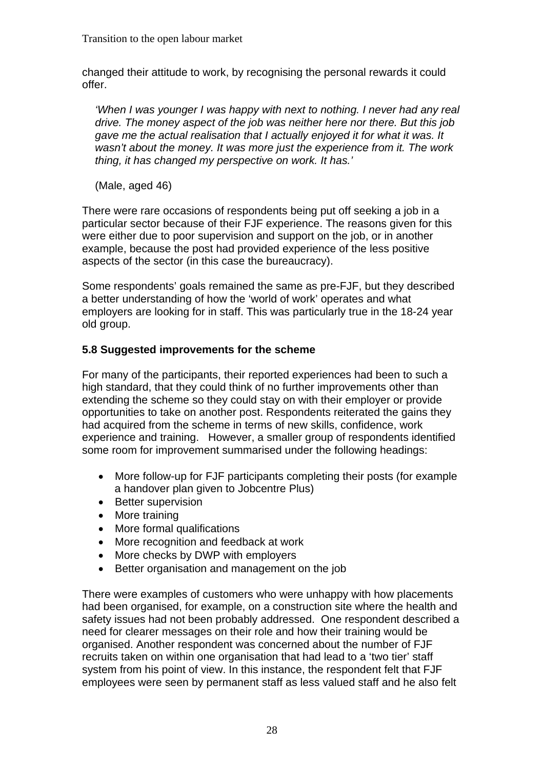changed their attitude to work, by recognising the personal rewards it could offer.

> *'When I was younger I was happy with next to nothing. I never had any real drive. The money aspect of the job was neither here nor there. But this job gave me the actual realisation that I actually enjoyed it for what it was. It wasn't about the money. It was more just the experience from it. The work thing, it has changed my perspective on work. It has.'*
>
> (Male, aged 46)

There were rare occasions of respondents being put off seeking a job in a particular sector because of their FJF experience. The reasons given for this were either due to poor supervision and support on the job, or in another example, because the post had provided experience of the less positive aspects of the sector (in this case the bureaucracy).

Some respondents' goals remained the same as pre-FJF, but they described a better understanding of how the 'world of work' operates and what employers are looking for in staff. This was particularly true in the 18-24 year old group.

### 5.8 Suggested improvements for the scheme

For many of the participants, their reported experiences had been to such a high standard, that they could think of no further improvements other than extending the scheme so they could stay on with their employer or provide opportunities to take on another post. Respondents reiterated the gains they had acquired from the scheme in terms of new skills, confidence, work experience and training. However, a smaller group of respondents identified some room for improvement summarised under the following headings:

- More follow-up for FJF participants completing their posts (for example a handover plan given to Jobcentre Plus)
- Better supervision
- More training
- More formal qualifications
- More recognition and feedback at work
- More checks by DWP with employers
- Better organisation and management on the job

There were examples of customers who were unhappy with how placements had been organised, for example, on a construction site where the health and safety issues had not been probably addressed. One respondent described a need for clearer messages on their role and how their training would be organised. Another respondent was concerned about the number of FJF recruits taken on within one organisation that had lead to a 'two tier' staff system from his point of view. In this instance, the respondent felt that FJF employees were seen by permanent staff as less valued staff and he also felt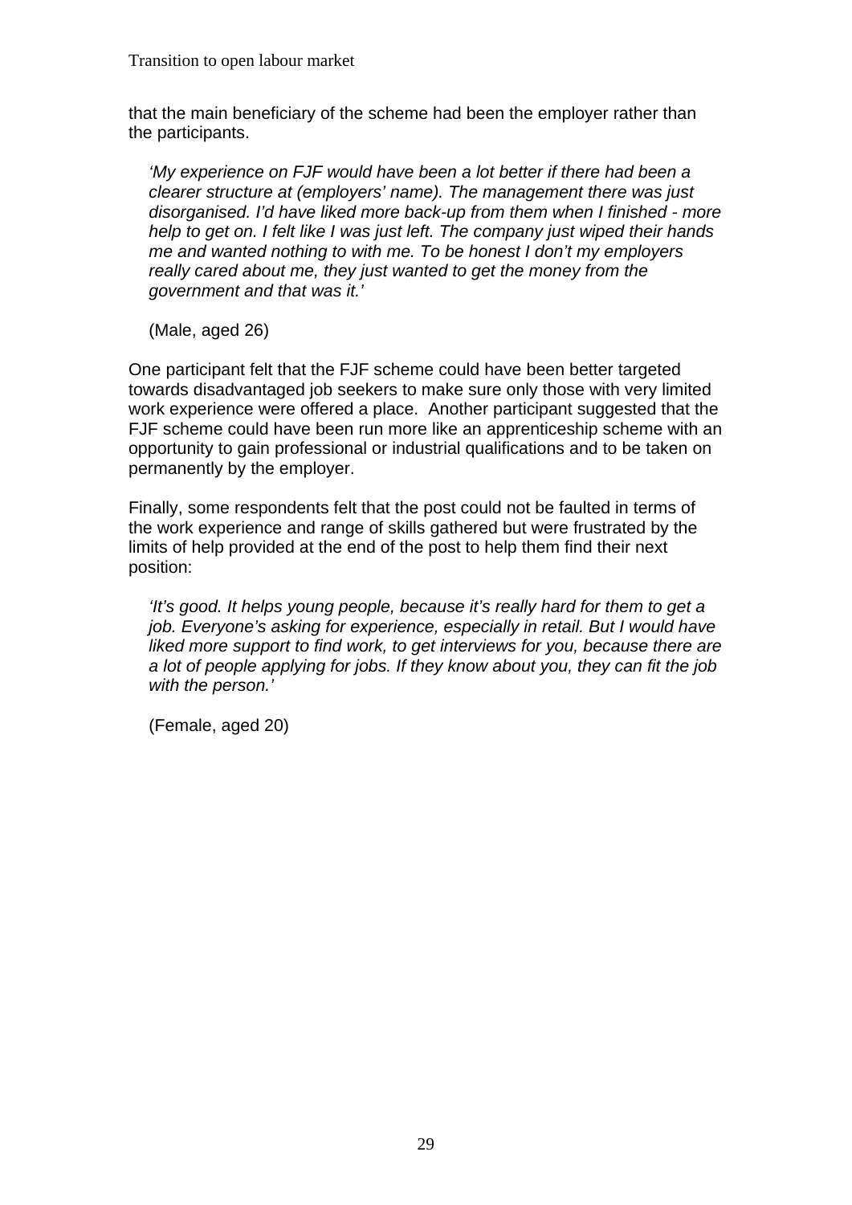that the main beneficiary of the scheme had been the employer rather than the participants.

> *'My experience on FJF would have been a lot better if there had been a clearer structure at (employers' name). The management there was just disorganised. I'd have liked more back-up from them when I finished - more help to get on. I felt like I was just left. The company just wiped their hands me and wanted nothing to with me. To be honest I don't my employers really cared about me, they just wanted to get the money from the government and that was it.'*
>
> (Male, aged 26)

One participant felt that the FJF scheme could have been better targeted towards disadvantaged job seekers to make sure only those with very limited work experience were offered a place. Another participant suggested that the FJF scheme could have been run more like an apprenticeship scheme with an opportunity to gain professional or industrial qualifications and to be taken on permanently by the employer.

Finally, some respondents felt that the post could not be faulted in terms of the work experience and range of skills gathered but were frustrated by the limits of help provided at the end of the post to help them find their next position:

> *'It's good. It helps young people, because it's really hard for them to get a job. Everyone's asking for experience, especially in retail. But I would have liked more support to find work, to get interviews for you, because there are a lot of people applying for jobs. If they know about you, they can fit the job with the person.'*
>
> (Female, aged 20)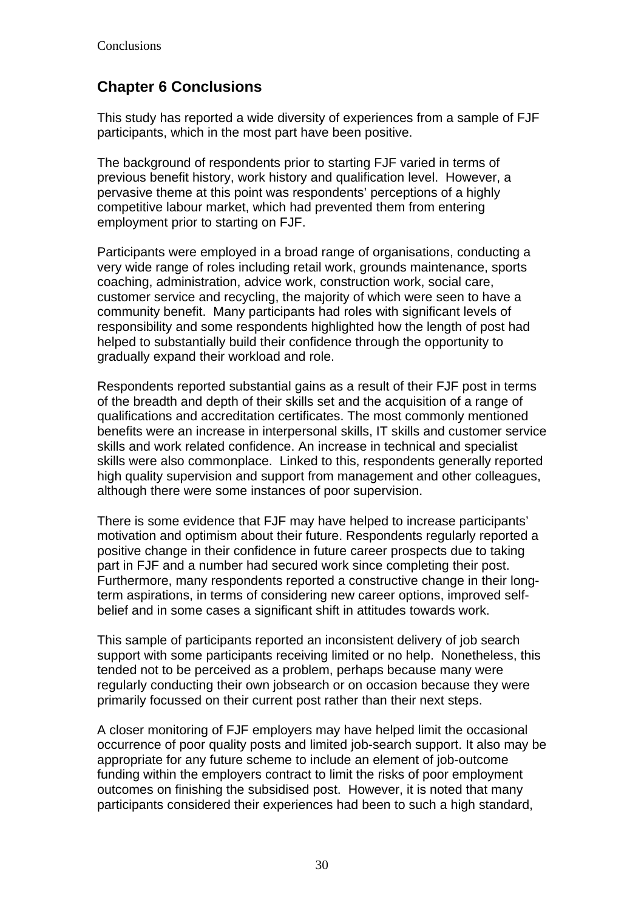## Chapter 6 Conclusions

This study has reported a wide diversity of experiences from a sample of FJF participants, which in the most part have been positive.

The background of respondents prior to starting FJF varied in terms of previous benefit history, work history and qualification level. However, a pervasive theme at this point was respondents' perceptions of a highly competitive labour market, which had prevented them from entering employment prior to starting on FJF.

Participants were employed in a broad range of organisations, conducting a very wide range of roles including retail work, grounds maintenance, sports coaching, administration, advice work, construction work, social care, customer service and recycling, the majority of which were seen to have a community benefit. Many participants had roles with significant levels of responsibility and some respondents highlighted how the length of post had helped to substantially build their confidence through the opportunity to gradually expand their workload and role.

Respondents reported substantial gains as a result of their FJF post in terms of the breadth and depth of their skills set and the acquisition of a range of qualifications and accreditation certificates. The most commonly mentioned benefits were an increase in interpersonal skills, IT skills and customer service skills and work related confidence. An increase in technical and specialist skills were also commonplace. Linked to this, respondents generally reported high quality supervision and support from management and other colleagues, although there were some instances of poor supervision.

There is some evidence that FJF may have helped to increase participants' motivation and optimism about their future. Respondents regularly reported a positive change in their confidence in future career prospects due to taking part in FJF and a number had secured work since completing their post. Furthermore, many respondents reported a constructive change in their long-term aspirations, in terms of considering new career options, improved self-belief and in some cases a significant shift in attitudes towards work.

This sample of participants reported an inconsistent delivery of job search support with some participants receiving limited or no help. Nonetheless, this tended not to be perceived as a problem, perhaps because many were regularly conducting their own jobsearch or on occasion because they were primarily focussed on their current post rather than their next steps.

A closer monitoring of FJF employers may have helped limit the occasional occurrence of poor quality posts and limited job-search support. It also may be appropriate for any future scheme to include an element of job-outcome funding within the employers contract to limit the risks of poor employment outcomes on finishing the subsidised post. However, it is noted that many participants considered their experiences had been to such a high standard,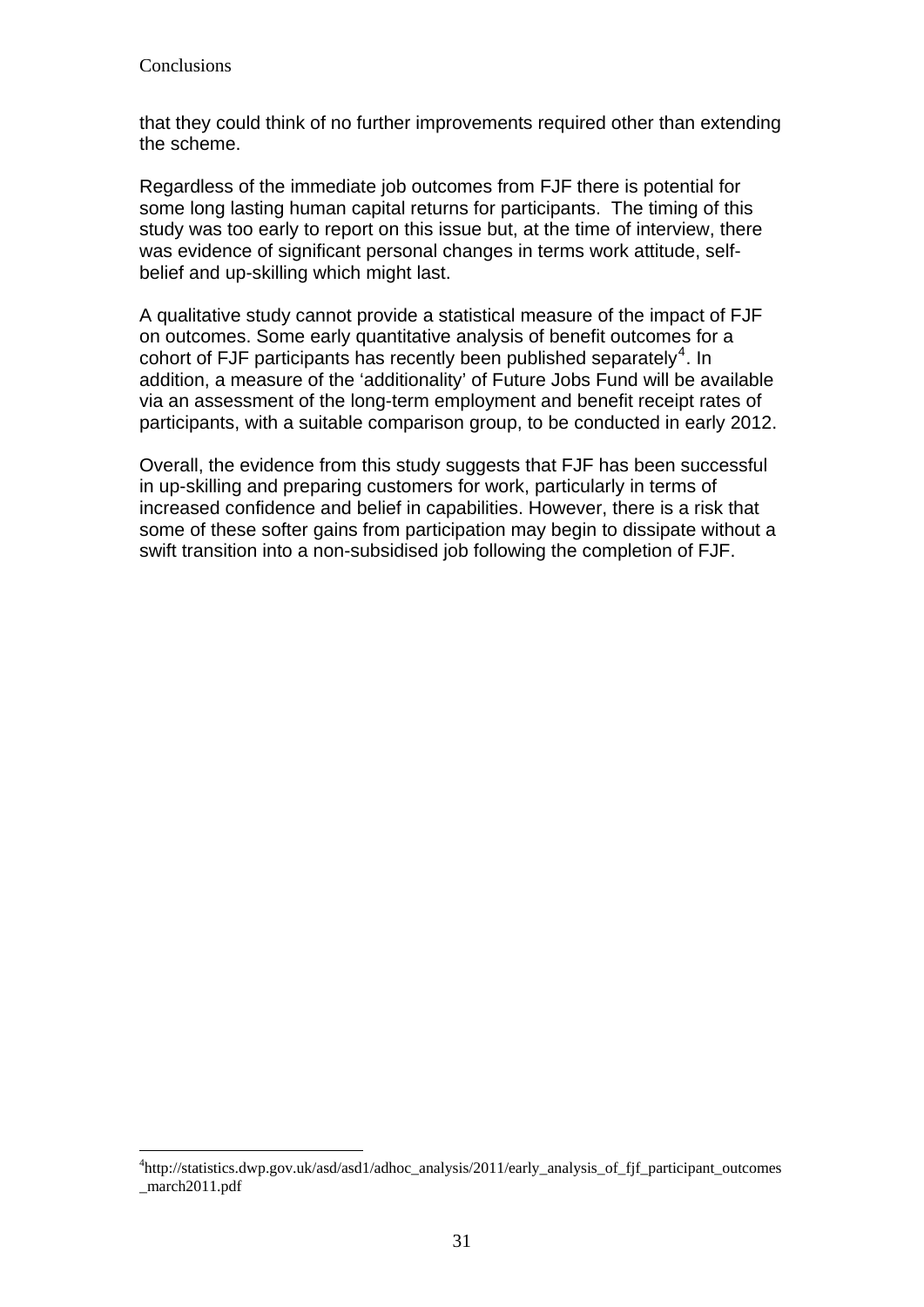that they could think of no further improvements required other than extending the scheme.

Regardless of the immediate job outcomes from FJF there is potential for some long lasting human capital returns for participants. The timing of this study was too early to report on this issue but, at the time of interview, there was evidence of significant personal changes in terms work attitude, self-belief and up-skilling which might last.

A qualitative study cannot provide a statistical measure of the impact of FJF on outcomes. Some early quantitative analysis of benefit outcomes for a cohort of FJF participants has recently been published separately[4]. In addition, a measure of the 'additionality' of Future Jobs Fund will be available via an assessment of the long-term employment and benefit receipt rates of participants, with a suitable comparison group, to be conducted in early 2012.

Overall, the evidence from this study suggests that FJF has been successful in up-skilling and preparing customers for work, particularly in terms of increased confidence and belief in capabilities. However, there is a risk that some of these softer gains from participation may begin to dissipate without a swift transition into a non-subsidised job following the completion of FJF.

---

[4] http://statistics.dwp.gov.uk/asd/asd1/adhoc_analysis/2011/early_analysis_of_fjf_participant_outcomes_march2011.pdf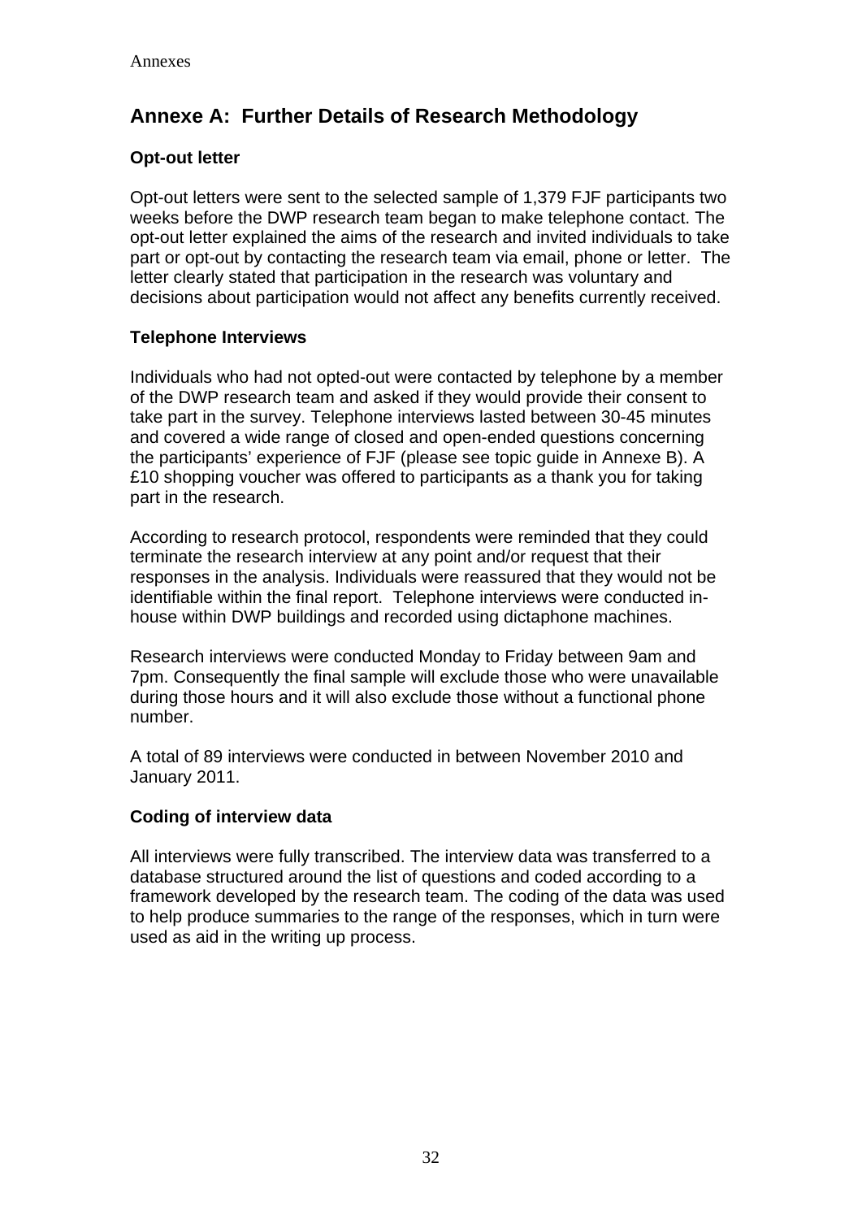# Annexe A: Further Details of Research Methodology

### Opt-out letter

Opt-out letters were sent to the selected sample of 1,379 FJF participants two weeks before the DWP research team began to make telephone contact. The opt-out letter explained the aims of the research and invited individuals to take part or opt-out by contacting the research team via email, phone or letter. The letter clearly stated that participation in the research was voluntary and decisions about participation would not affect any benefits currently received.

### Telephone Interviews

Individuals who had not opted-out were contacted by telephone by a member of the DWP research team and asked if they would provide their consent to take part in the survey. Telephone interviews lasted between 30-45 minutes and covered a wide range of closed and open-ended questions concerning the participants' experience of FJF (please see topic guide in Annexe B). A £10 shopping voucher was offered to participants as a thank you for taking part in the research.

According to research protocol, respondents were reminded that they could terminate the research interview at any point and/or request that their responses in the analysis. Individuals were reassured that they would not be identifiable within the final report. Telephone interviews were conducted in-house within DWP buildings and recorded using dictaphone machines.

Research interviews were conducted Monday to Friday between 9am and 7pm. Consequently the final sample will exclude those who were unavailable during those hours and it will also exclude those without a functional phone number.

A total of 89 interviews were conducted in between November 2010 and January 2011.

### Coding of interview data

All interviews were fully transcribed. The interview data was transferred to a database structured around the list of questions and coded according to a framework developed by the research team. The coding of the data was used to help produce summaries to the range of the responses, which in turn were used as aid in the writing up process.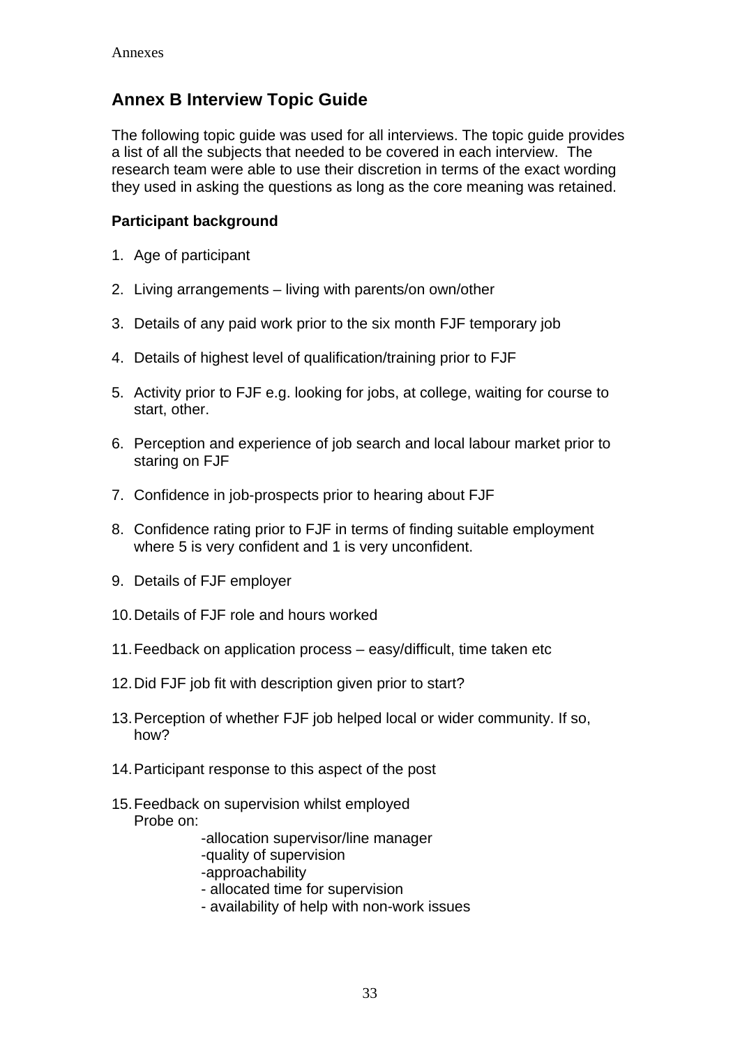## Annex B Interview Topic Guide

The following topic guide was used for all interviews. The topic guide provides a list of all the subjects that needed to be covered in each interview. The research team were able to use their discretion in terms of the exact wording they used in asking the questions as long as the core meaning was retained.

**Participant background**

1. Age of participant
2. Living arrangements – living with parents/on own/other
3. Details of any paid work prior to the six month FJF temporary job
4. Details of highest level of qualification/training prior to FJF
5. Activity prior to FJF e.g. looking for jobs, at college, waiting for course to start, other.
6. Perception and experience of job search and local labour market prior to staring on FJF
7. Confidence in job-prospects prior to hearing about FJF
8. Confidence rating prior to FJF in terms of finding suitable employment where 5 is very confident and 1 is very unconfident.
9. Details of FJF employer
10. Details of FJF role and hours worked
11. Feedback on application process – easy/difficult, time taken etc
12. Did FJF job fit with description given prior to start?
13. Perception of whether FJF job helped local or wider community. If so, how?
14. Participant response to this aspect of the post
15. Feedback on supervision whilst employed
    Probe on:
    - -allocation supervisor/line manager
    - -quality of supervision
    - -approachability
    - - allocated time for supervision
    - - availability of help with non-work issues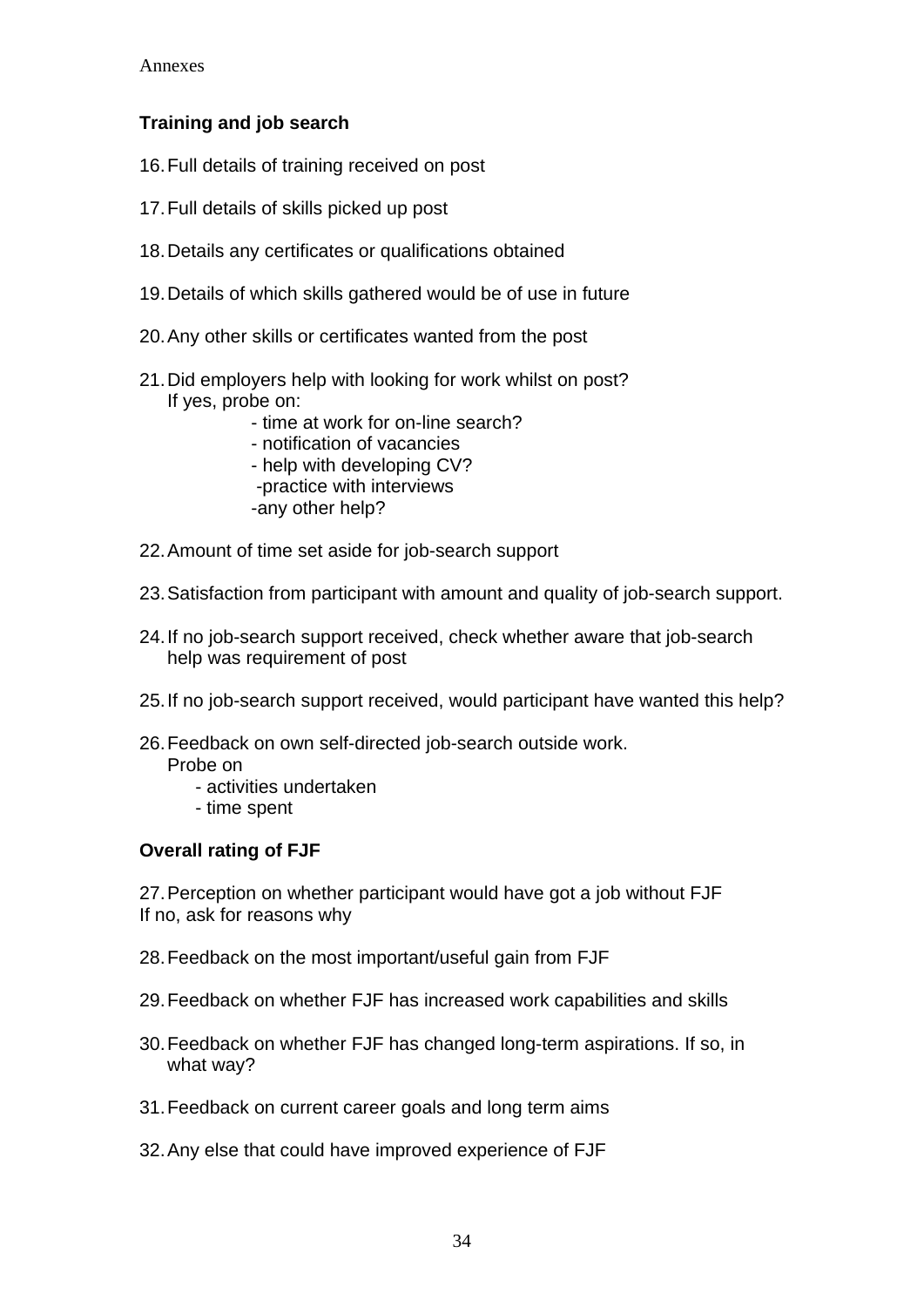### Training and job search

16. Full details of training received on post

17. Full details of skills picked up post

18. Details any certificates or qualifications obtained

19. Details of which skills gathered would be of use in future

20. Any other skills or certificates wanted from the post

21. Did employers help with looking for work whilst on post?
    If yes, probe on:
    - time at work for on-line search?
    - notification of vacancies
    - help with developing CV?
    - practice with interviews
    - any other help?

22. Amount of time set aside for job-search support

23. Satisfaction from participant with amount and quality of job-search support.

24. If no job-search support received, check whether aware that job-search help was requirement of post

25. If no job-search support received, would participant have wanted this help?

26. Feedback on own self-directed job-search outside work.
    Probe on
    - activities undertaken
    - time spent

### Overall rating of FJF

27. Perception on whether participant would have got a job without FJF
If no, ask for reasons why

28. Feedback on the most important/useful gain from FJF

29. Feedback on whether FJF has increased work capabilities and skills

30. Feedback on whether FJF has changed long-term aspirations. If so, in what way?

31. Feedback on current career goals and long term aims

32. Any else that could have improved experience of FJF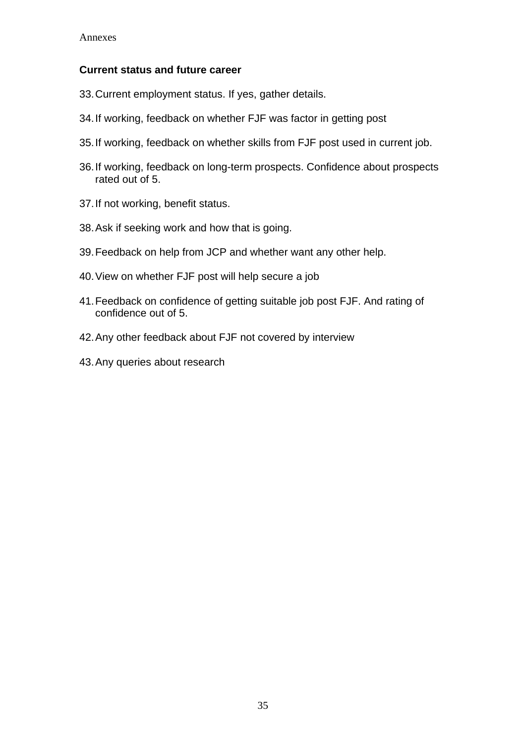### Current status and future career

33. Current employment status. If yes, gather details.
34. If working, feedback on whether FJF was factor in getting post
35. If working, feedback on whether skills from FJF post used in current job.
36. If working, feedback on long-term prospects. Confidence about prospects rated out of 5.
37. If not working, benefit status.
38. Ask if seeking work and how that is going.
39. Feedback on help from JCP and whether want any other help.
40. View on whether FJF post will help secure a job
41. Feedback on confidence of getting suitable job post FJF. And rating of confidence out of 5.
42. Any other feedback about FJF not covered by interview
43. Any queries about research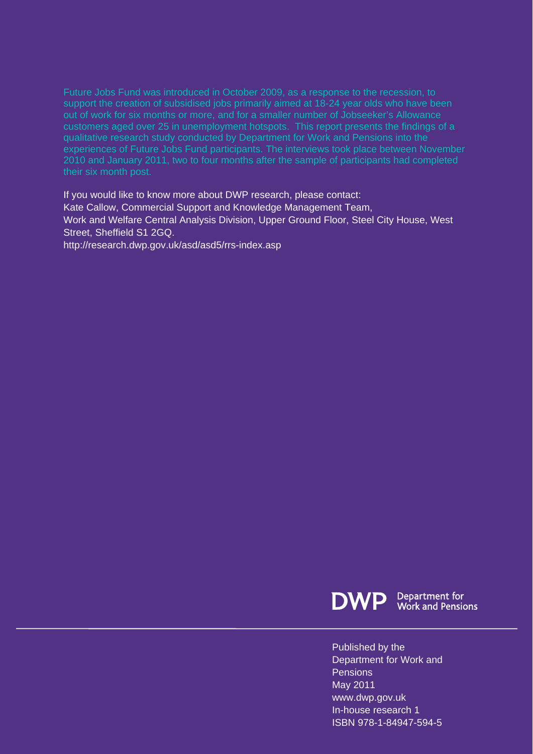Future Jobs Fund was introduced in October 2009, as a response to the recession, to support the creation of subsidised jobs primarily aimed at 18-24 year olds who have been out of work for six months or more, and for a smaller number of Jobseeker's Allowance customers aged over 25 in unemployment hotspots. This report presents the findings of a qualitative research study conducted by Department for Work and Pensions into the experiences of Future Jobs Fund participants. The interviews took place between November 2010 and January 2011, two to four months after the sample of participants had completed their six month post.

If you would like to know more about DWP research, please contact:
Kate Callow, Commercial Support and Knowledge Management Team,
Work and Welfare Central Analysis Division, Upper Ground Floor, Steel City House, West Street, Sheffield S1 2GQ.
http://research.dwp.gov.uk/asd/asd5/rrs-index.asp

DWP Department for Work and Pensions

Published by the
Department for Work and Pensions
May 2011
www.dwp.gov.uk
In-house research 1
ISBN 978-1-84947-594-5